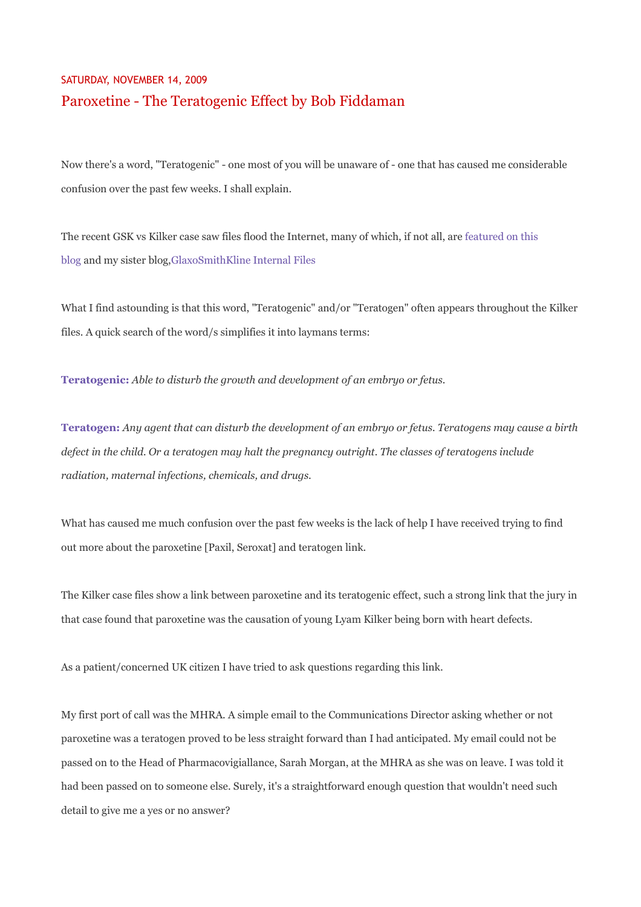SATURDAY, NOVEMBER 14, 2009

# Paroxetine - The Teratogenic Effect by Bob Fiddaman

Now there's a word, "Teratogenic" - one most of you will be unaware of - one that has caused me considerable confusion over the past few weeks. I shall explain.

The recent GSK vs Kilker case saw files flood the Internet, many of which, if not all, are featured on this blog and my sister blog,GlaxoSmithKline Internal Files

What I find astounding is that this word, "Teratogenic" and/or "Teratogen" often appears throughout the Kilker files. A quick search of the word/s simplifies it into laymans terms:

**Teratogenic:** *Able to disturb the growth and development of an embryo or fetus.*

**Teratogen:** *Any agent that can disturb the development of an embryo or fetus. Teratogens may cause a birth defect in the child. Or a teratogen may halt the pregnancy outright. The classes of teratogens include radiation, maternal infections, chemicals, and drugs.*

What has caused me much confusion over the past few weeks is the lack of help I have received trying to find out more about the paroxetine [Paxil, Seroxat] and teratogen link.

The Kilker case files show a link between paroxetine and its teratogenic effect, such a strong link that the jury in that case found that paroxetine was the causation of young Lyam Kilker being born with heart defects.

As a patient/concerned UK citizen I have tried to ask questions regarding this link.

My first port of call was the MHRA. A simple email to the Communications Director asking whether or not paroxetine was a teratogen proved to be less straight forward than I had anticipated. My email could not be passed on to the Head of Pharmacovigiallance, Sarah Morgan, at the MHRA as she was on leave. I was told it had been passed on to someone else. Surely, it's a straightforward enough question that wouldn't need such detail to give me a yes or no answer?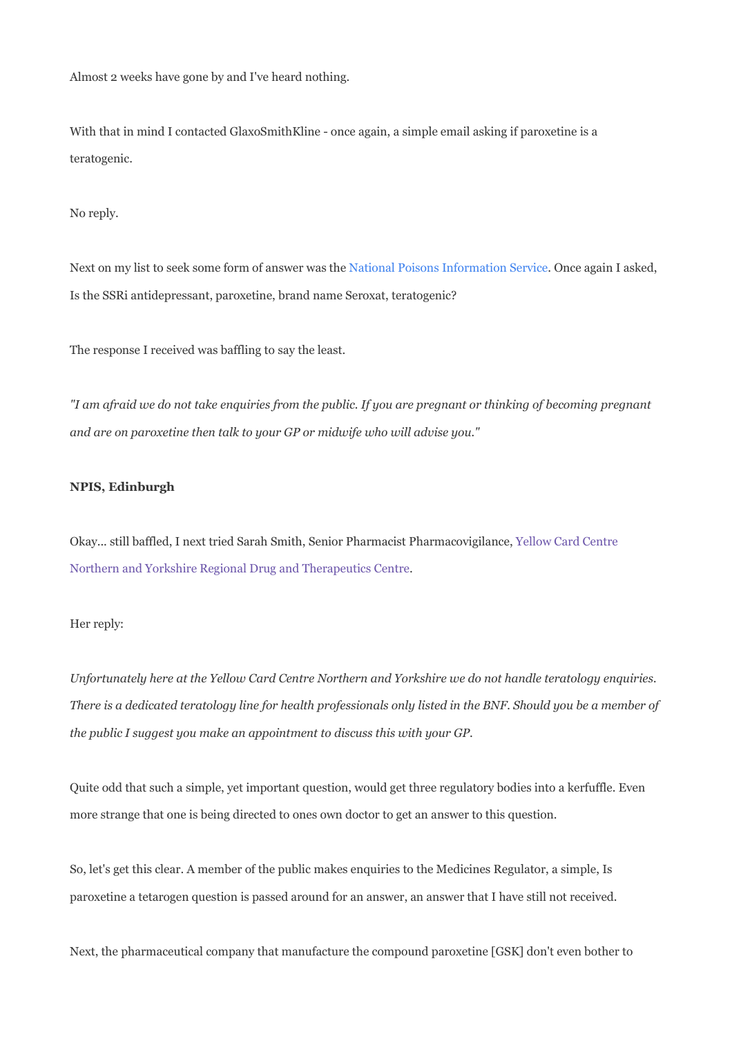Almost 2 weeks have gone by and I've heard nothing.

With that in mind I contacted GlaxoSmithKline - once again, a simple email asking if paroxetine is a teratogenic.

No reply.

Next on my list to seek some form of answer was the National Poisons Information Service. Once again I asked, Is the SSRi antidepressant, paroxetine, brand name Seroxat, teratogenic?

The response I received was baffling to say the least.

*"I am afraid we do not take enquiries from the public. If you are pregnant or thinking of becoming pregnant and are on paroxetine then talk to your GP or midwife who will advise you."*

**NPIS, Edinburgh**

Okay... still baffled, I next tried Sarah Smith, Senior Pharmacist Pharmacovigilance, Yellow Card Centre Northern and Yorkshire Regional Drug and Therapeutics Centre.

Her reply:

*Unfortunately here at the Yellow Card Centre Northern and Yorkshire we do not handle teratology enquiries. There is a dedicated teratology line for health professionals only listed in the BNF. Should you be a member of the public I suggest you make an appointment to discuss this with your GP.*

Quite odd that such a simple, yet important question, would get three regulatory bodies into a kerfuffle. Even more strange that one is being directed to ones own doctor to get an answer to this question.

So, let's get this clear. A member of the public makes enquiries to the Medicines Regulator, a simple, Is paroxetine a tetarogen question is passed around for an answer, an answer that I have still not received.

Next, the pharmaceutical company that manufacture the compound paroxetine [GSK] don't even bother to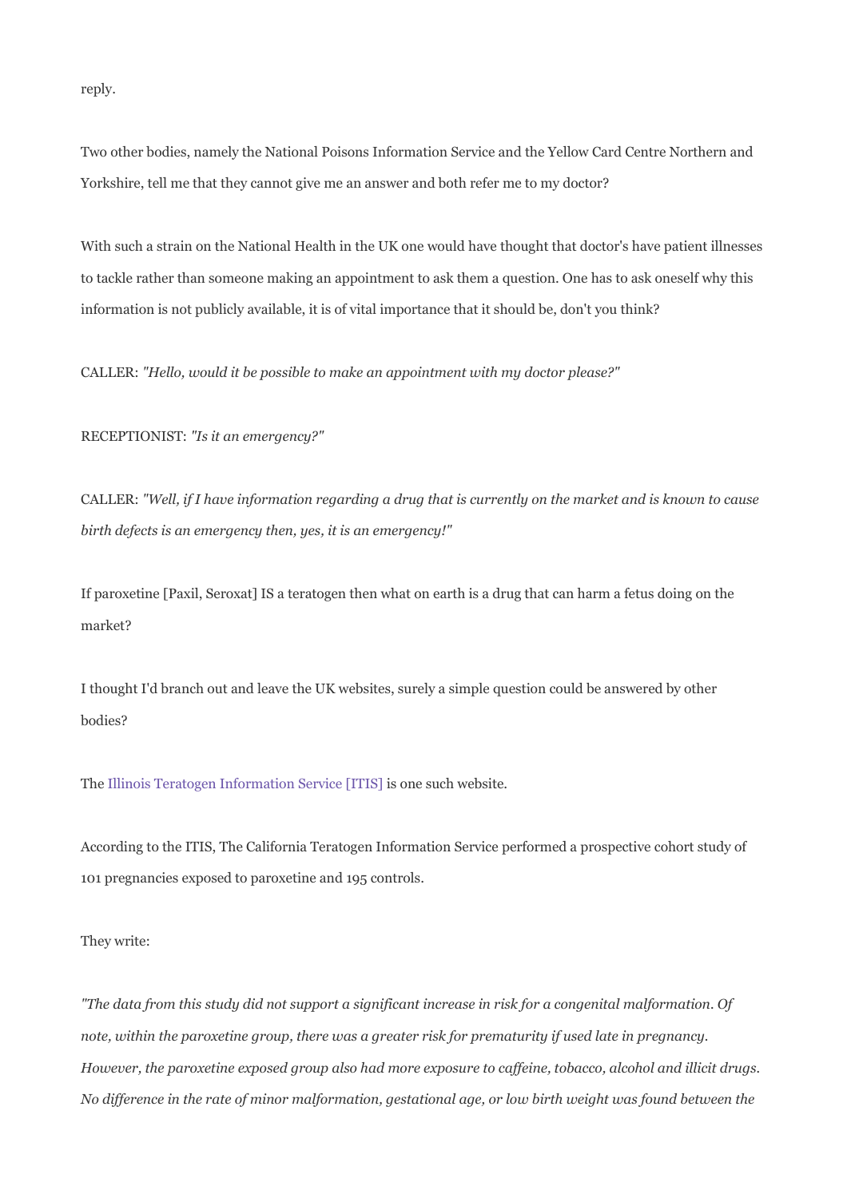reply.

Two other bodies, namely the National Poisons Information Service and the Yellow Card Centre Northern and Yorkshire, tell me that they cannot give me an answer and both refer me to my doctor?

With such a strain on the National Health in the UK one would have thought that doctor's have patient illnesses to tackle rather than someone making an appointment to ask them a question. One has to ask oneself why this information is not publicly available, it is of vital importance that it should be, don't you think?

CALLER: *"Hello, would it be possible to make an appointment with my doctor please?"*

RECEPTIONIST: *"Is it an emergency?"*

CALLER: *"Well, if I have information regarding a drug that is currently on the market and is known to cause birth defects is an emergency then, yes, it is an emergency!"*

If paroxetine [Paxil, Seroxat] IS a teratogen then what on earth is a drug that can harm a fetus doing on the market?

I thought I'd branch out and leave the UK websites, surely a simple question could be answered by other bodies?

The Illinois Teratogen Information Service [ITIS] is one such website.

According to the ITIS, The California Teratogen Information Service performed a prospective cohort study of 101 pregnancies exposed to paroxetine and 195 controls.

They write:

*"The data from this study did not support a significant increase in risk for a congenital malformation. Of note, within the paroxetine group, there was a greater risk for prematurity if used late in pregnancy. However, the paroxetine exposed group also had more exposure to caffeine, tobacco, alcohol and illicit drugs. No difference in the rate of minor malformation, gestational age, or low birth weight was found between the*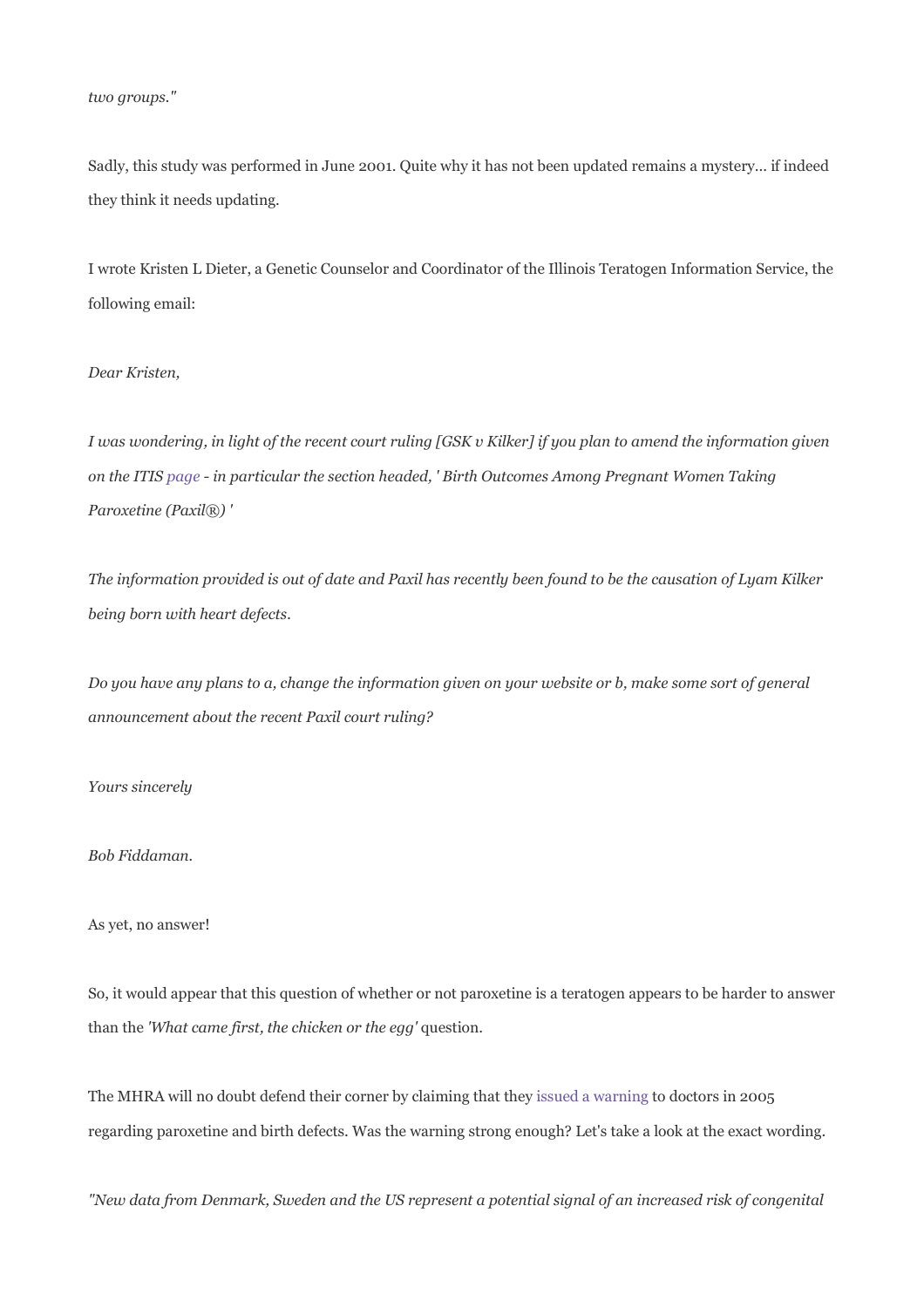*two groups."*

Sadly, this study was performed in June 2001. Quite why it has not been updated remains a mystery... if indeed they think it needs updating.

I wrote Kristen L Dieter, a Genetic Counselor and Coordinator of the Illinois Teratogen Information Service, the following email:

*Dear Kristen,*

*I was wondering, in light of the recent court ruling [GSK v Kilker] if you plan to amend the information given on the ITIS page - in particular the section headed, ' Birth Outcomes Among Pregnant Women Taking Paroxetine (Paxil®) '*

*The information provided is out of date and Paxil has recently been found to be the causation of Lyam Kilker being born with heart defects.*

*Do you have any plans to a, change the information given on your website or b, make some sort of general announcement about the recent Paxil court ruling?*

*Yours sincerely*

*Bob Fiddaman.*

As yet, no answer!

So, it would appear that this question of whether or not paroxetine is a teratogen appears to be harder to answer than the *'What came first, the chicken or the egg'* question.

The MHRA will no doubt defend their corner by claiming that they issued a warning to doctors in 2005 regarding paroxetine and birth defects. Was the warning strong enough? Let's take a look at the exact wording.

*"New data from Denmark, Sweden and the US represent a potential signal of an increased risk of congenital*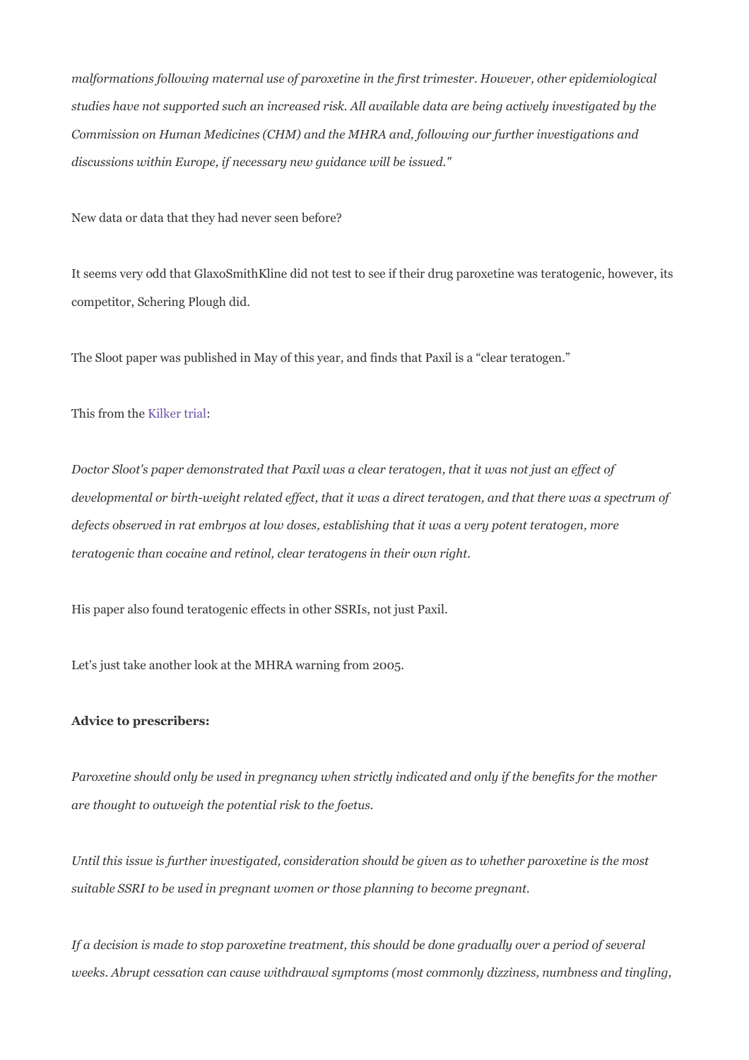*malformations following maternal use of paroxetine in the first trimester. However, other epidemiological studies have not supported such an increased risk. All available data are being actively investigated by the Commission on Human Medicines (CHM) and the MHRA and, following our further investigations and discussions within Europe, if necessary new guidance will be issued."*

New data or data that they had never seen before?

It seems very odd that GlaxoSmithKline did not test to see if their drug paroxetine was teratogenic, however, its competitor, Schering Plough did.

The Sloot paper was published in May of this year, and finds that Paxil is a "clear teratogen."

This from the Kilker trial:

*Doctor Sloot's paper demonstrated that Paxil was a clear teratogen, that it was not just an effect of developmental or birth-weight related effect, that it was a direct teratogen, and that there was a spectrum of defects observed in rat embryos at low doses, establishing that it was a very potent teratogen, more teratogenic than cocaine and retinol, clear teratogens in their own right.*

His paper also found teratogenic effects in other SSRIs, not just Paxil.

Let's just take another look at the MHRA warning from 2005.

**Advice to prescribers:**

*Paroxetine should only be used in pregnancy when strictly indicated and only if the benefits for the mother are thought to outweigh the potential risk to the foetus.*

*Until this issue is further investigated, consideration should be given as to whether paroxetine is the most suitable SSRI to be used in pregnant women or those planning to become pregnant.*

*If a decision is made to stop paroxetine treatment, this should be done gradually over a period of several weeks. Abrupt cessation can cause withdrawal symptoms (most commonly dizziness, numbness and tingling,*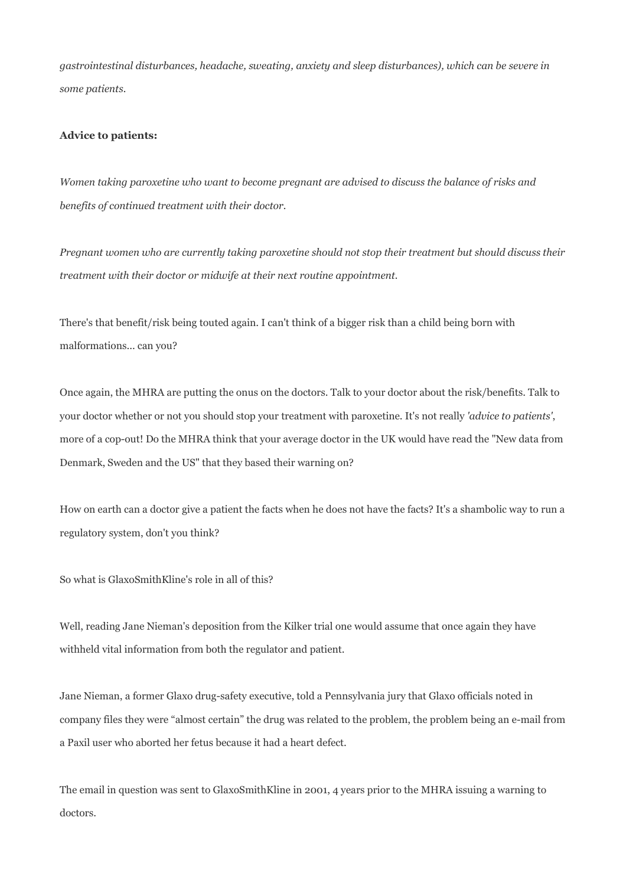*gastrointestinal disturbances, headache, sweating, anxiety and sleep disturbances), which can be severe in some patients.*

**Advice to patients:**

*Women taking paroxetine who want to become pregnant are advised to discuss the balance of risks and benefits of continued treatment with their doctor.*

*Pregnant women who are currently taking paroxetine should not stop their treatment but should discuss their treatment with their doctor or midwife at their next routine appointment.*

There's that benefit/risk being touted again. I can't think of a bigger risk than a child being born with malformations... can you?

Once again, the MHRA are putting the onus on the doctors. Talk to your doctor about the risk/benefits. Talk to your doctor whether or not you should stop your treatment with paroxetine. It's not really *'advice to patients'*, more of a cop-out! Do the MHRA think that your average doctor in the UK would have read the "New data from Denmark, Sweden and the US" that they based their warning on?

How on earth can a doctor give a patient the facts when he does not have the facts? It's a shambolic way to run a regulatory system, don't you think?

So what is GlaxoSmithKline's role in all of this?

Well, reading Jane Nieman's deposition from the Kilker trial one would assume that once again they have withheld vital information from both the regulator and patient.

Jane Nieman, a former Glaxo drug-safety executive, told a Pennsylvania jury that Glaxo officials noted in company files they were "almost certain" the drug was related to the problem, the problem being an e-mail from a Paxil user who aborted her fetus because it had a heart defect.

The email in question was sent to GlaxoSmithKline in 2001, 4 years prior to the MHRA issuing a warning to doctors.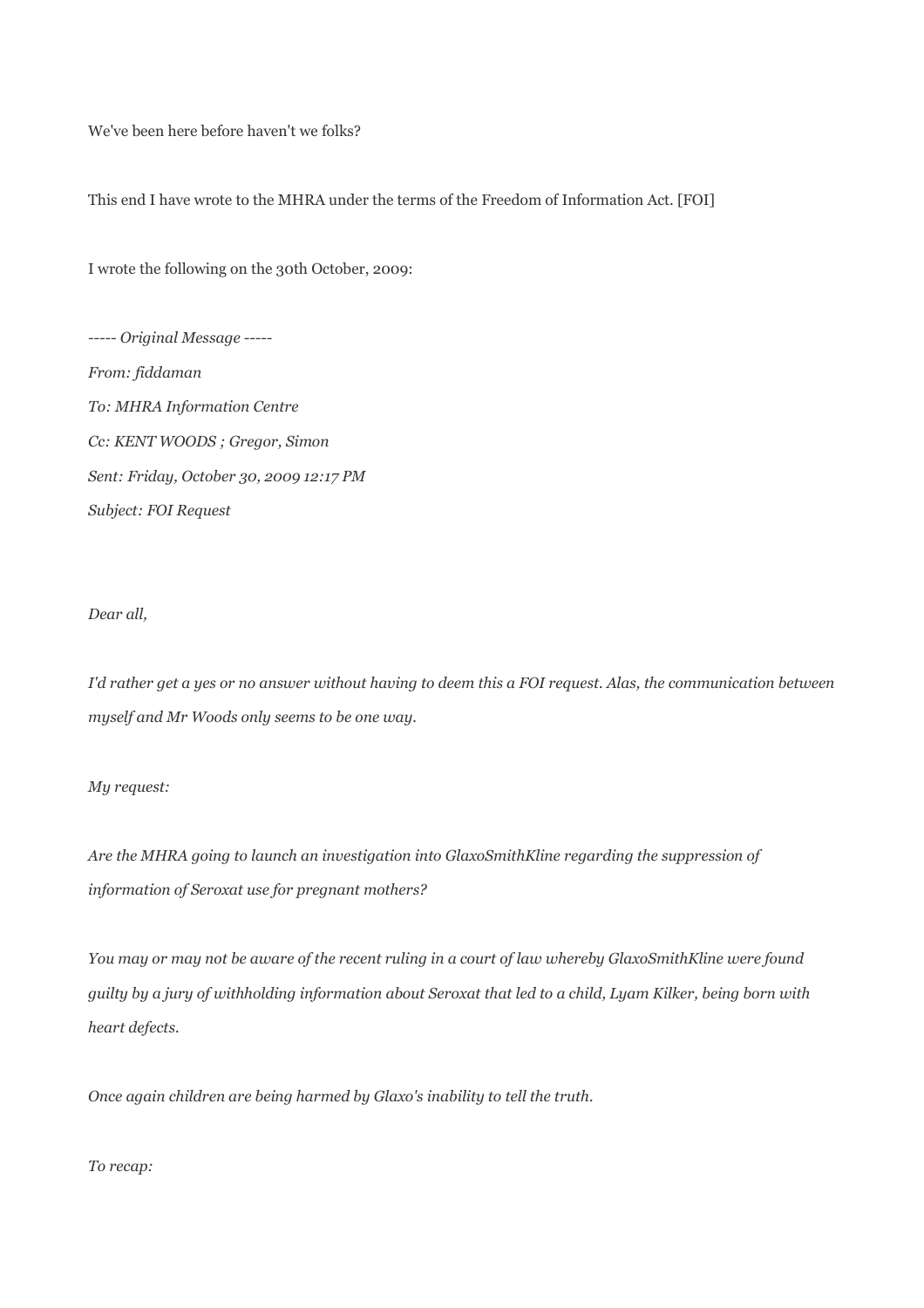We've been here before haven't we folks?

This end I have wrote to the MHRA under the terms of the Freedom of Information Act. [FOI]

I wrote the following on the 30th October, 2009:

*----- Original Message -----*

*From: fiddaman*

*To: MHRA Information Centre*

*Cc: KENT WOODS ; Gregor, Simon*

*Sent: Friday, October 30, 2009 12:17 PM*

*Subject: FOI Request*

*Dear all,*

*I'd rather get a yes or no answer without having to deem this a FOI request. Alas, the communication between myself and Mr Woods only seems to be one way.*

*My request:*

*Are the MHRA going to launch an investigation into GlaxoSmithKline regarding the suppression of information of Seroxat use for pregnant mothers?*

*You may or may not be aware of the recent ruling in a court of law whereby GlaxoSmithKline were found guilty by a jury of withholding information about Seroxat that led to a child, Lyam Kilker, being born with heart defects.*

*Once again children are being harmed by Glaxo's inability to tell the truth.*

*To recap:*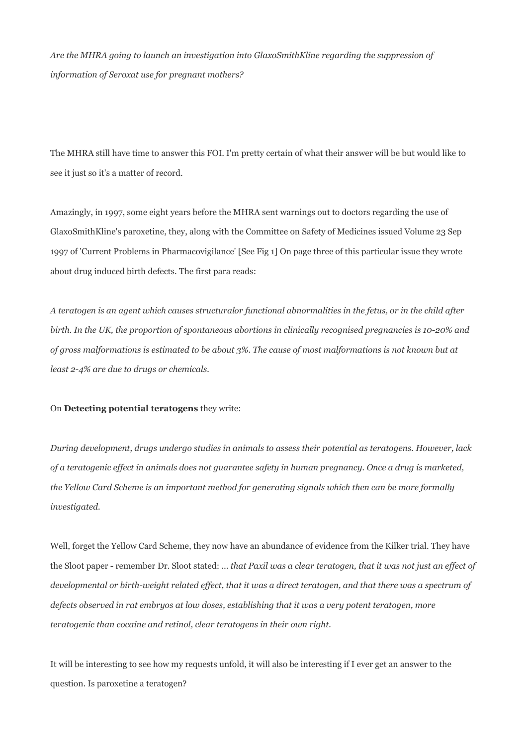*Are the MHRA going to launch an investigation into GlaxoSmithKline regarding the suppression of information of Seroxat use for pregnant mothers?*

The MHRA still have time to answer this FOI. I'm pretty certain of what their answer will be but would like to see it just so it's a matter of record.

Amazingly, in 1997, some eight years before the MHRA sent warnings out to doctors regarding the use of GlaxoSmithKline's paroxetine, they, along with the Committee on Safety of Medicines issued Volume 23 Sep 1997 of 'Current Problems in Pharmacovigilance' [See Fig 1] On page three of this particular issue they wrote about drug induced birth defects. The first para reads:

*A teratogen is an agent which causes structuralor functional abnormalities in the fetus, or in the child after birth. In the UK, the proportion of spontaneous abortions in clinically recognised pregnancies is 10-20% and of gross malformations is estimated to be about 3%. The cause of most malformations is not known but at least 2-4% are due to drugs or chemicals.*

On **Detecting potential teratogens** they write:

*During development, drugs undergo studies in animals to assess their potential as teratogens. However, lack of a teratogenic effect in animals does not guarantee safety in human pregnancy. Once a drug is marketed, the Yellow Card Scheme is an important method for generating signals which then can be more formally investigated.*

Well, forget the Yellow Card Scheme, they now have an abundance of evidence from the Kilker trial. They have the Sloot paper - remember Dr. Sloot stated: ... *that Paxil was a clear teratogen, that it was not just an effect of developmental or birth-weight related effect, that it was a direct teratogen, and that there was a spectrum of defects observed in rat embryos at low doses, establishing that it was a very potent teratogen, more teratogenic than cocaine and retinol, clear teratogens in their own right.*

It will be interesting to see how my requests unfold, it will also be interesting if I ever get an answer to the question. Is paroxetine a teratogen?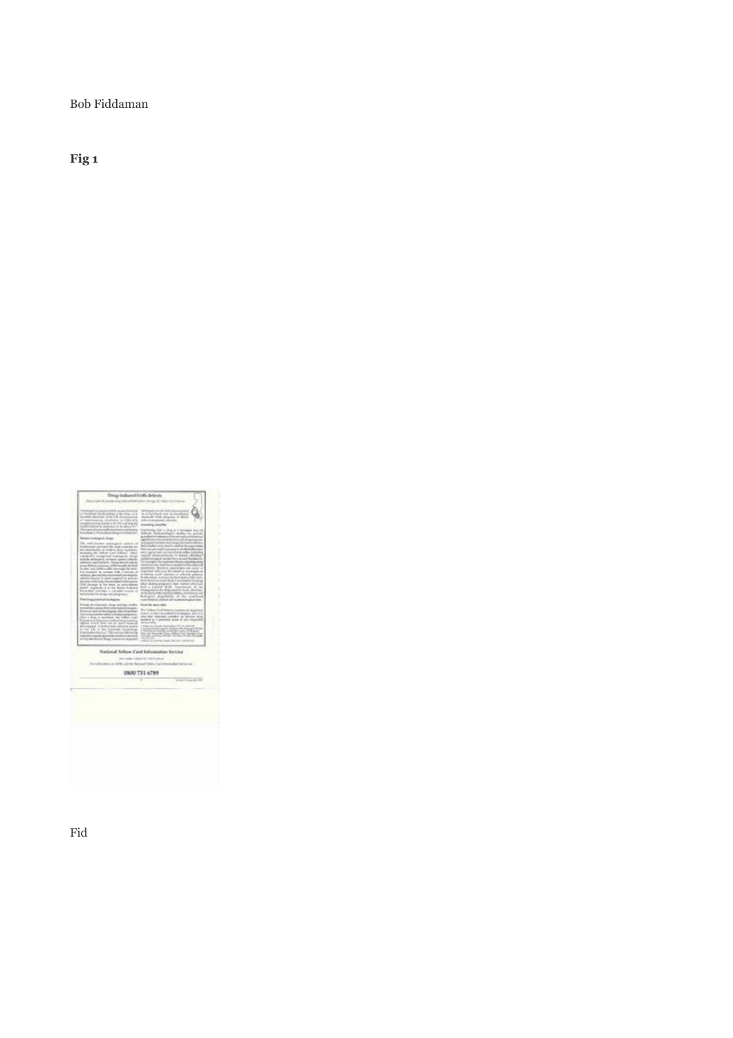**Fig 1**

Drug-induced birth defects

National Yellow Card Information Service

0800 731 6789

Fid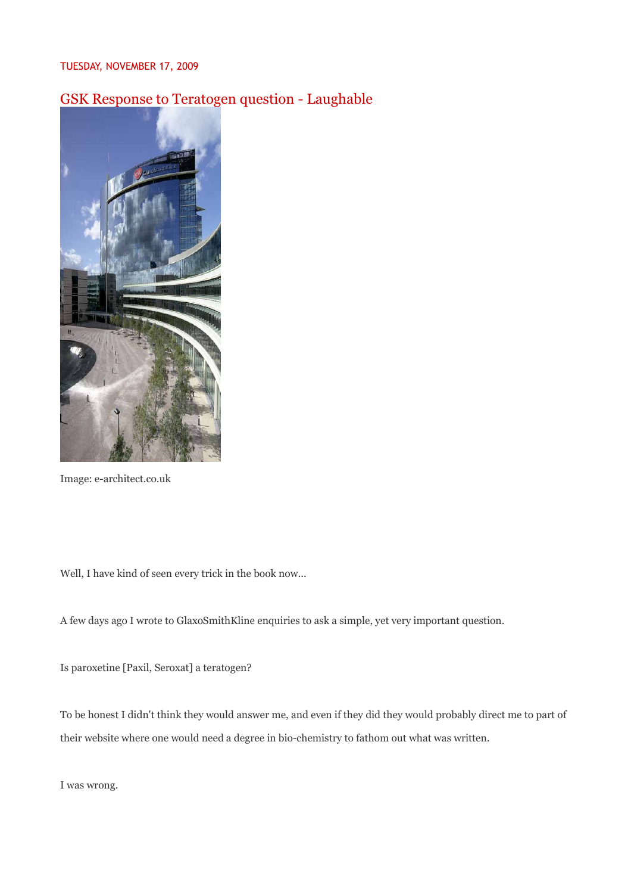TUESDAY, NOVEMBER 17, 2009

## GSK Response to Teratogen question - Laughable

Image: e-architect.co.uk

Well, I have kind of seen every trick in the book now...

A few days ago I wrote to GlaxoSmithKline enquiries to ask a simple, yet very important question.

Is paroxetine [Paxil, Seroxat] a teratogen?

To be honest I didn't think they would answer me, and even if they did they would probably direct me to part of their website where one would need a degree in bio-chemistry to fathom out what was written.

I was wrong.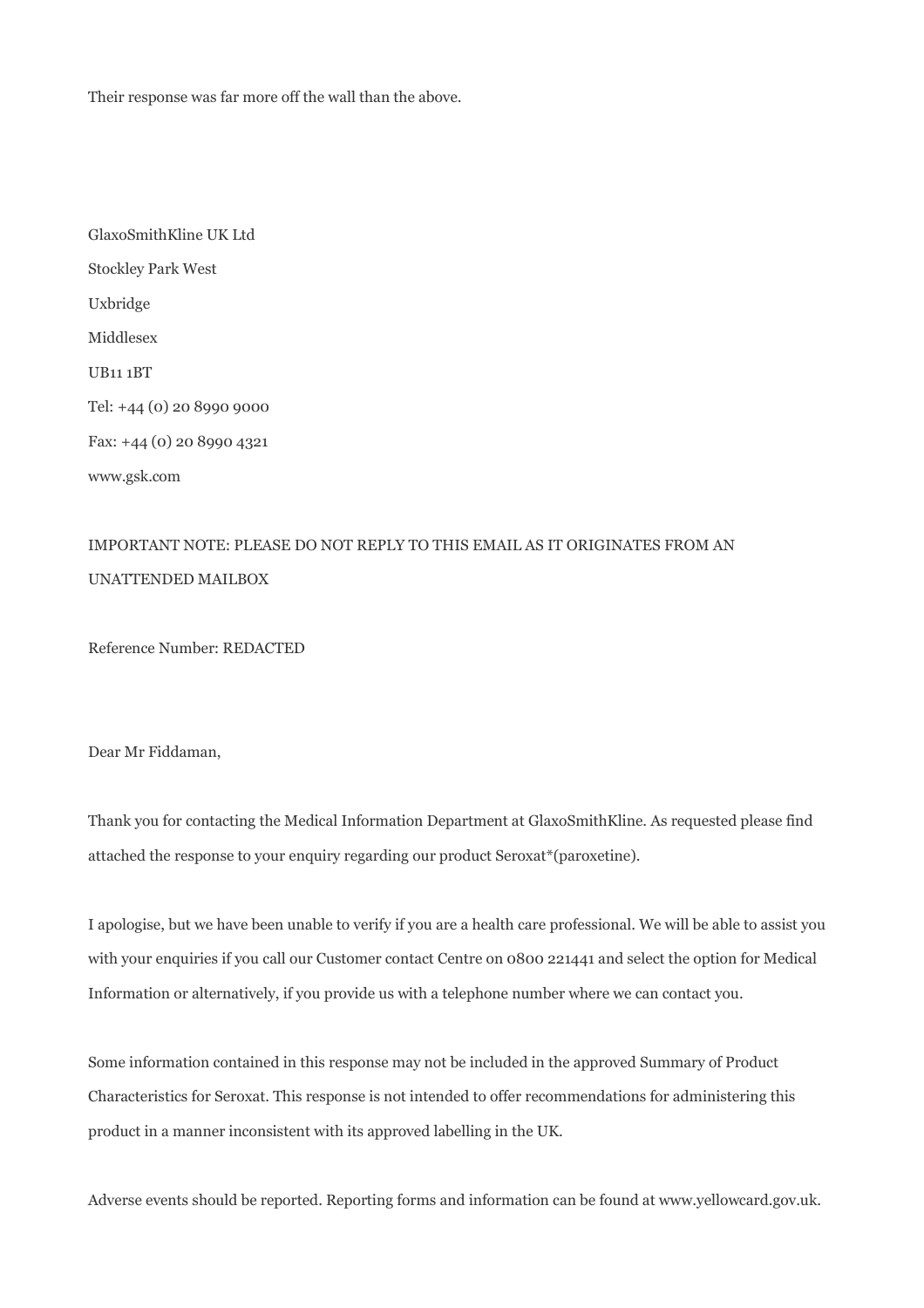Their response was far more off the wall than the above.

GlaxoSmithKline UK Ltd

Stockley Park West

Uxbridge

Middlesex

UB11 1BT

Tel: +44 (0) 20 8990 9000

Fax: +44 (0) 20 8990 4321

www.gsk.com

IMPORTANT NOTE: PLEASE DO NOT REPLY TO THIS EMAIL AS IT ORIGINATES FROM AN UNATTENDED MAILBOX

Reference Number: REDACTED

Dear Mr Fiddaman,

Thank you for contacting the Medical Information Department at GlaxoSmithKline. As requested please find attached the response to your enquiry regarding our product Seroxat*(paroxetine).

I apologise, but we have been unable to verify if you are a health care professional. We will be able to assist you with your enquiries if you call our Customer contact Centre on 0800 221441 and select the option for Medical Information or alternatively, if you provide us with a telephone number where we can contact you.

Some information contained in this response may not be included in the approved Summary of Product Characteristics for Seroxat. This response is not intended to offer recommendations for administering this product in a manner inconsistent with its approved labelling in the UK.

Adverse events should be reported. Reporting forms and information can be found at www.yellowcard.gov.uk.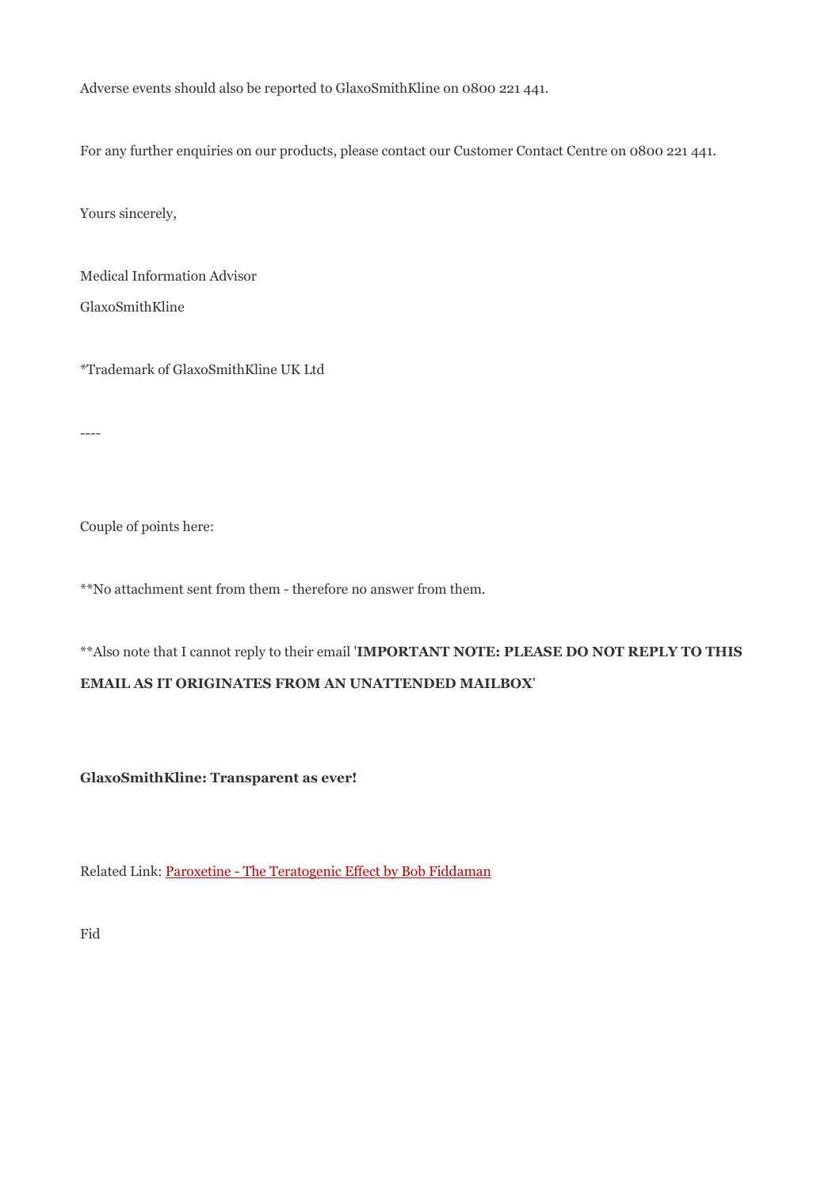Adverse events should also be reported to GlaxoSmithKline on 0800 221 441.

For any further enquiries on our products, please contact our Customer Contact Centre on 0800 221 441.

Yours sincerely,

Medical Information Advisor

GlaxoSmithKline

*Trademark of GlaxoSmithKline UK Ltd

----

Couple of points here:

**No attachment sent from them - therefore no answer from them.

**Also note that I cannot reply to their email '**IMPORTANT NOTE: PLEASE DO NOT REPLY TO THIS EMAIL AS IT ORIGINATES FROM AN UNATTENDED MAILBOX**'

**GlaxoSmithKline: Transparent as ever!**

Related Link: Paroxetine - The Teratogenic Effect by Bob Fiddaman

Fid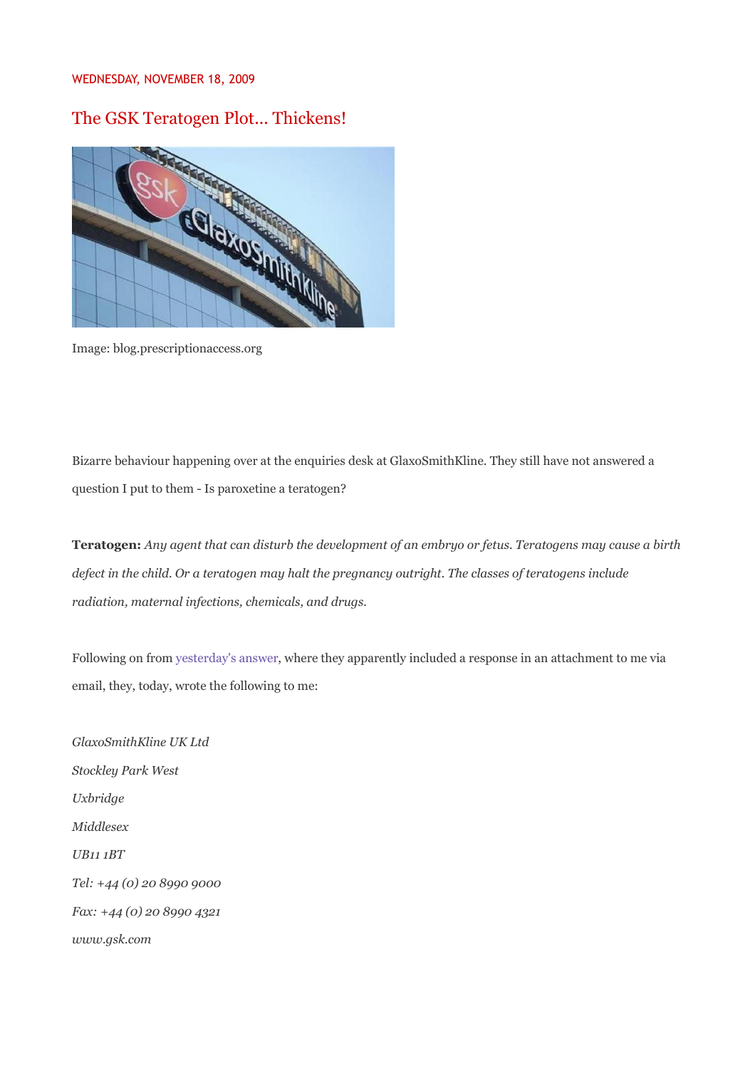WEDNESDAY, NOVEMBER 18, 2009

## The GSK Teratogen Plot... Thickens!

Image: blog.prescriptionaccess.org

Bizarre behaviour happening over at the enquiries desk at GlaxoSmithKline. They still have not answered a question I put to them - Is paroxetine a teratogen?

**Teratogen:** *Any agent that can disturb the development of an embryo or fetus. Teratogens may cause a birth defect in the child. Or a teratogen may halt the pregnancy outright. The classes of teratogens include radiation, maternal infections, chemicals, and drugs.*

Following on from yesterday's answer, where they apparently included a response in an attachment to me via email, they, today, wrote the following to me:

*GlaxoSmithKline UK Ltd*

*Stockley Park West*

*Uxbridge*

*Middlesex*

*UB11 1BT*

*Tel: +44 (0) 20 8990 9000*

*Fax: +44 (0) 20 8990 4321*

*www.gsk.com*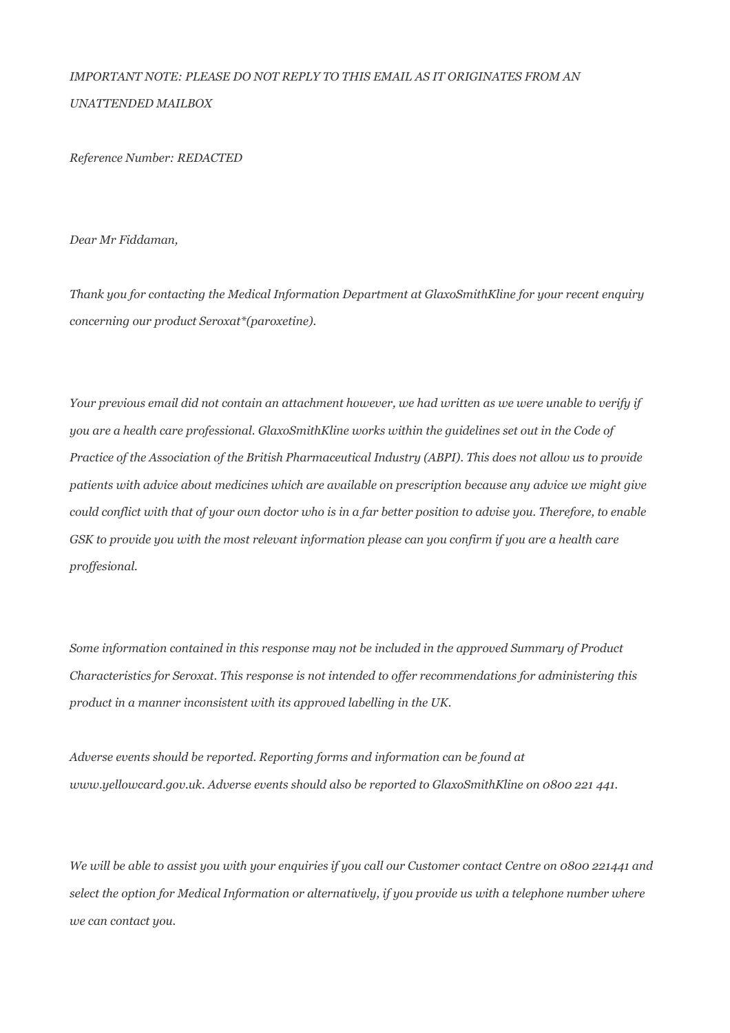*IMPORTANT NOTE: PLEASE DO NOT REPLY TO THIS EMAIL AS IT ORIGINATES FROM AN UNATTENDED MAILBOX*

*Reference Number: REDACTED*

*Dear Mr Fiddaman,*

*Thank you for contacting the Medical Information Department at GlaxoSmithKline for your recent enquiry concerning our product Seroxat*(paroxetine).*

*Your previous email did not contain an attachment however, we had written as we were unable to verify if you are a health care professional. GlaxoSmithKline works within the guidelines set out in the Code of Practice of the Association of the British Pharmaceutical Industry (ABPI). This does not allow us to provide patients with advice about medicines which are available on prescription because any advice we might give could conflict with that of your own doctor who is in a far better position to advise you. Therefore, to enable GSK to provide you with the most relevant information please can you confirm if you are a health care proffesional.*

*Some information contained in this response may not be included in the approved Summary of Product Characteristics for Seroxat. This response is not intended to offer recommendations for administering this product in a manner inconsistent with its approved labelling in the UK.*

*Adverse events should be reported. Reporting forms and information can be found at www.yellowcard.gov.uk. Adverse events should also be reported to GlaxoSmithKline on 0800 221 441.*

*We will be able to assist you with your enquiries if you call our Customer contact Centre on 0800 221441 and select the option for Medical Information or alternatively, if you provide us with a telephone number where we can contact you.*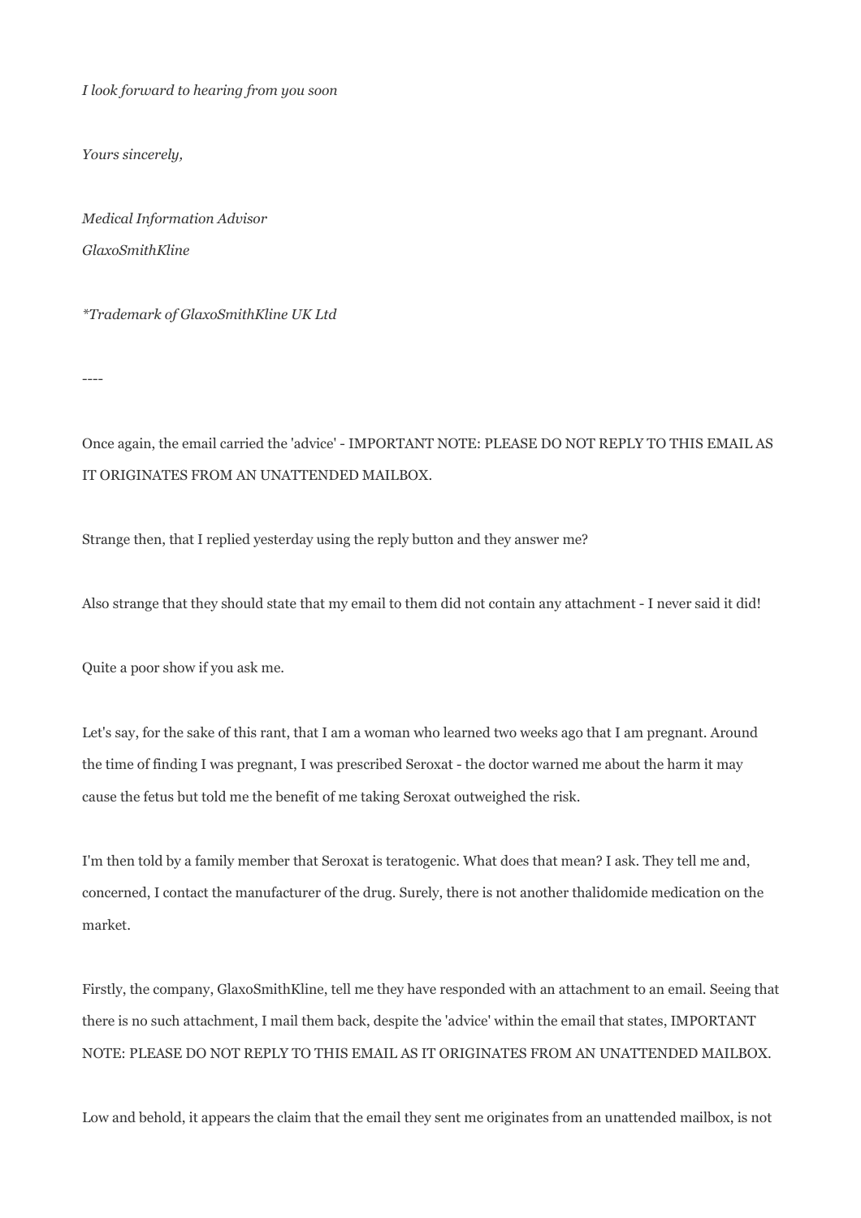*I look forward to hearing from you soon*

*Yours sincerely,*

*Medical Information Advisor*
*GlaxoSmithKline*

*\*Trademark of GlaxoSmithKline UK Ltd*

----

Once again, the email carried the 'advice' - IMPORTANT NOTE: PLEASE DO NOT REPLY TO THIS EMAIL AS IT ORIGINATES FROM AN UNATTENDED MAILBOX.

Strange then, that I replied yesterday using the reply button and they answer me?

Also strange that they should state that my email to them did not contain any attachment - I never said it did!

Quite a poor show if you ask me.

Let's say, for the sake of this rant, that I am a woman who learned two weeks ago that I am pregnant. Around the time of finding I was pregnant, I was prescribed Seroxat - the doctor warned me about the harm it may cause the fetus but told me the benefit of me taking Seroxat outweighed the risk.

I'm then told by a family member that Seroxat is teratogenic. What does that mean? I ask. They tell me and, concerned, I contact the manufacturer of the drug. Surely, there is not another thalidomide medication on the market.

Firstly, the company, GlaxoSmithKline, tell me they have responded with an attachment to an email. Seeing that there is no such attachment, I mail them back, despite the 'advice' within the email that states, IMPORTANT NOTE: PLEASE DO NOT REPLY TO THIS EMAIL AS IT ORIGINATES FROM AN UNATTENDED MAILBOX.

Low and behold, it appears the claim that the email they sent me originates from an unattended mailbox, is not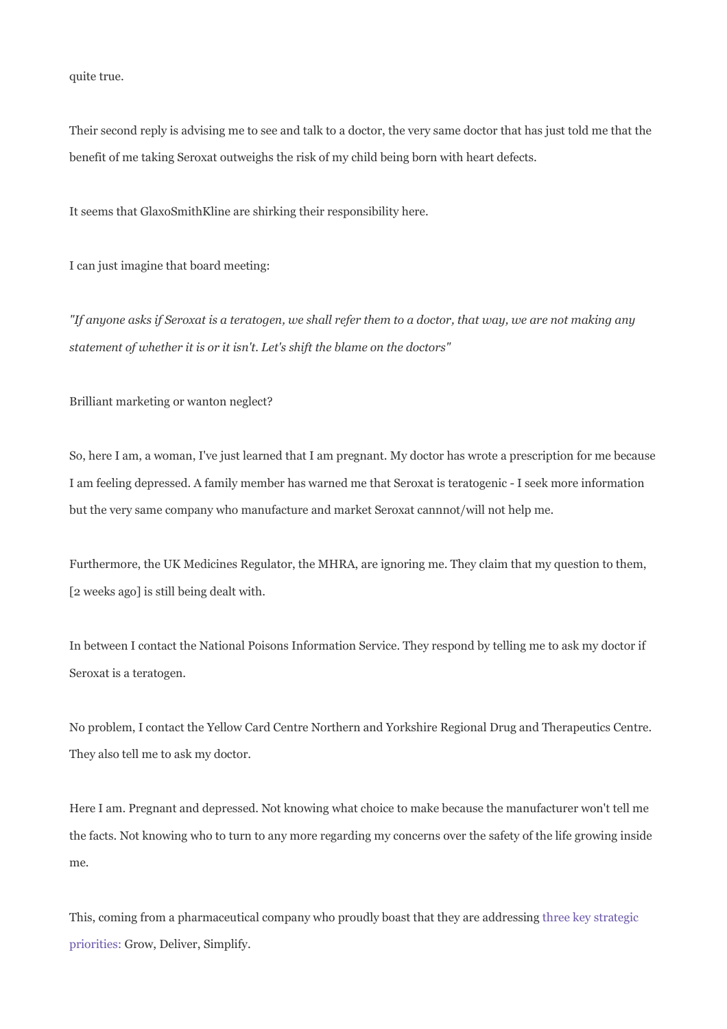quite true.

Their second reply is advising me to see and talk to a doctor, the very same doctor that has just told me that the benefit of me taking Seroxat outweighs the risk of my child being born with heart defects.

It seems that GlaxoSmithKline are shirking their responsibility here.

I can just imagine that board meeting:

*"If anyone asks if Seroxat is a teratogen, we shall refer them to a doctor, that way, we are not making any statement of whether it is or it isn't. Let's shift the blame on the doctors"*

Brilliant marketing or wanton neglect?

So, here I am, a woman, I've just learned that I am pregnant. My doctor has wrote a prescription for me because I am feeling depressed. A family member has warned me that Seroxat is teratogenic - I seek more information but the very same company who manufacture and market Seroxat cannnot/will not help me.

Furthermore, the UK Medicines Regulator, the MHRA, are ignoring me. They claim that my question to them, [2 weeks ago] is still being dealt with.

In between I contact the National Poisons Information Service. They respond by telling me to ask my doctor if Seroxat is a teratogen.

No problem, I contact the Yellow Card Centre Northern and Yorkshire Regional Drug and Therapeutics Centre. They also tell me to ask my doctor.

Here I am. Pregnant and depressed. Not knowing what choice to make because the manufacturer won't tell me the facts. Not knowing who to turn to any more regarding my concerns over the safety of the life growing inside me.

This, coming from a pharmaceutical company who proudly boast that they are addressing three key strategic priorities: Grow, Deliver, Simplify.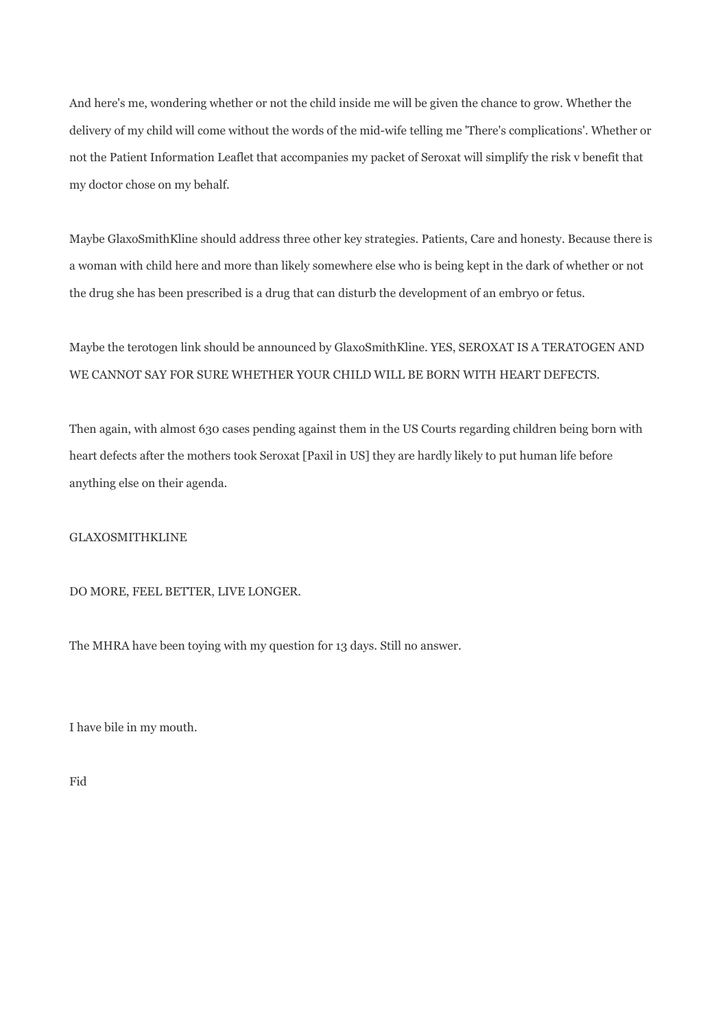And here's me, wondering whether or not the child inside me will be given the chance to grow. Whether the delivery of my child will come without the words of the mid-wife telling me 'There's complications'. Whether or not the Patient Information Leaflet that accompanies my packet of Seroxat will simplify the risk v benefit that my doctor chose on my behalf.

Maybe GlaxoSmithKline should address three other key strategies. Patients, Care and honesty. Because there is a woman with child here and more than likely somewhere else who is being kept in the dark of whether or not the drug she has been prescribed is a drug that can disturb the development of an embryo or fetus.

Maybe the terotogen link should be announced by GlaxoSmithKline. YES, SEROXAT IS A TERATOGEN AND WE CANNOT SAY FOR SURE WHETHER YOUR CHILD WILL BE BORN WITH HEART DEFECTS.

Then again, with almost 630 cases pending against them in the US Courts regarding children being born with heart defects after the mothers took Seroxat [Paxil in US] they are hardly likely to put human life before anything else on their agenda.

GLAXOSMITHKLINE

DO MORE, FEEL BETTER, LIVE LONGER.

The MHRA have been toying with my question for 13 days. Still no answer.

I have bile in my mouth.

Fid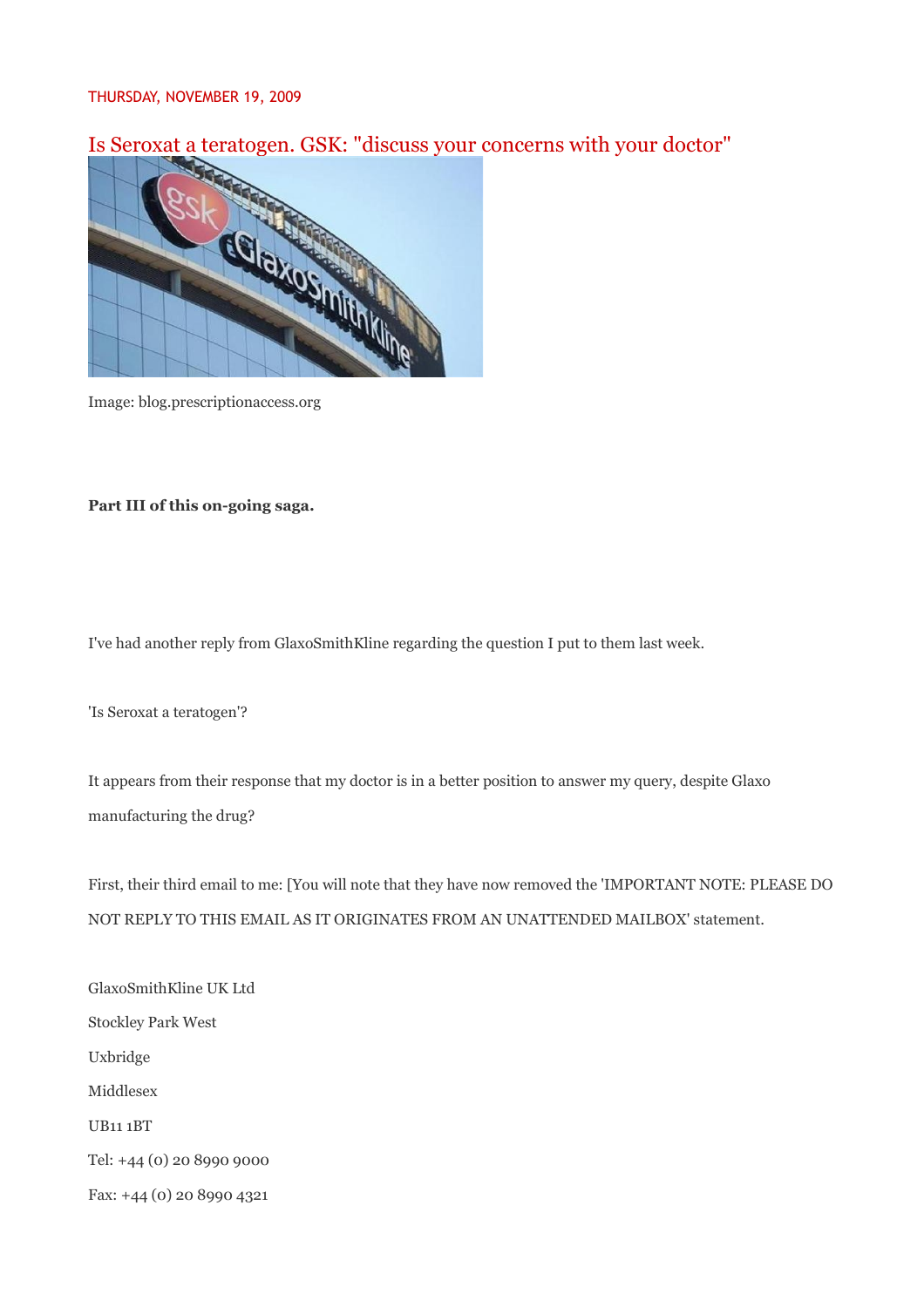THURSDAY, NOVEMBER 19, 2009

## Is Seroxat a teratogen. GSK: "discuss your concerns with your doctor"

Image: blog.prescriptionaccess.org

**Part III of this on-going saga.**

I've had another reply from GlaxoSmithKline regarding the question I put to them last week.

'Is Seroxat a teratogen'?

It appears from their response that my doctor is in a better position to answer my query, despite Glaxo manufacturing the drug?

First, their third email to me: [You will note that they have now removed the 'IMPORTANT NOTE: PLEASE DO NOT REPLY TO THIS EMAIL AS IT ORIGINATES FROM AN UNATTENDED MAILBOX' statement.

GlaxoSmithKline UK Ltd

Stockley Park West

Uxbridge

Middlesex

UB11 1BT

Tel: +44 (0) 20 8990 9000

Fax: +44 (0) 20 8990 4321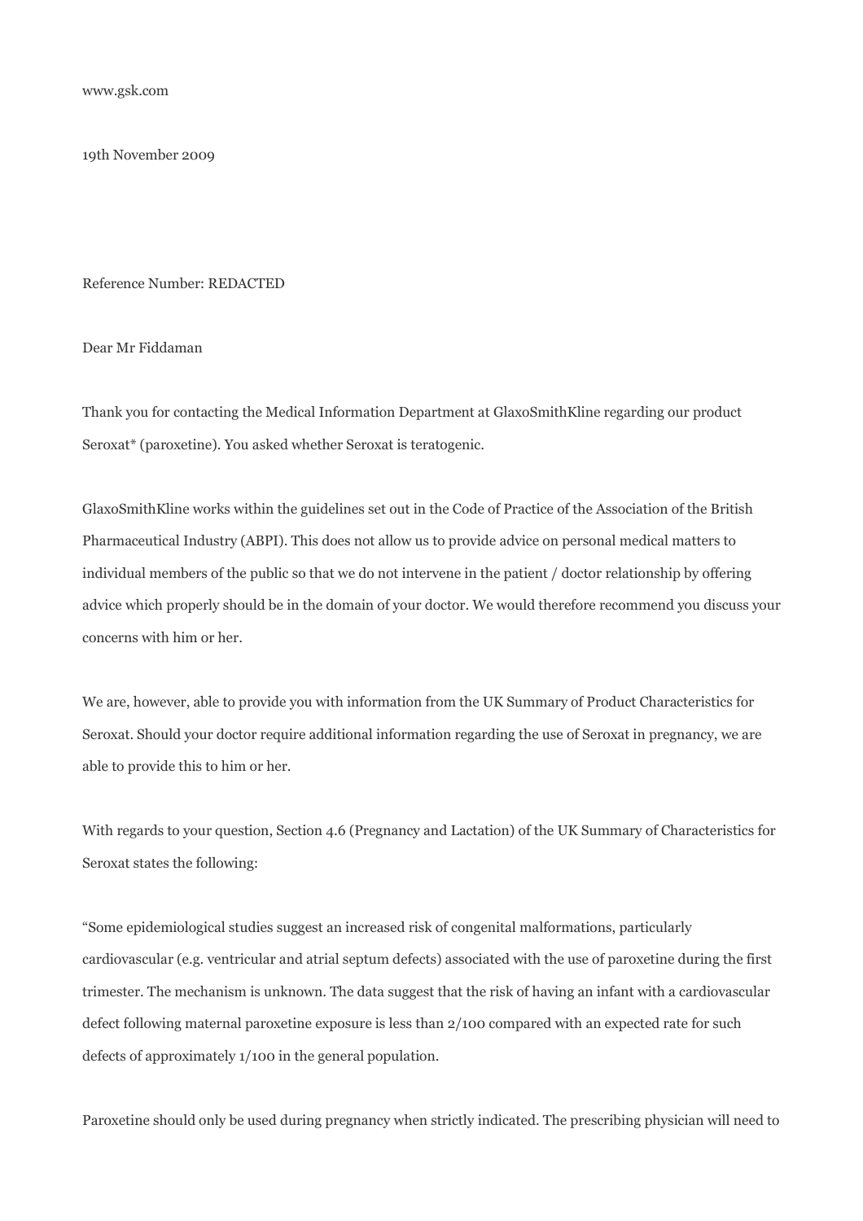www.gsk.com

19th November 2009

Reference Number: REDACTED

Dear Mr Fiddaman

Thank you for contacting the Medical Information Department at GlaxoSmithKline regarding our product Seroxat* (paroxetine). You asked whether Seroxat is teratogenic.

GlaxoSmithKline works within the guidelines set out in the Code of Practice of the Association of the British Pharmaceutical Industry (ABPI). This does not allow us to provide advice on personal medical matters to individual members of the public so that we do not intervene in the patient / doctor relationship by offering advice which properly should be in the domain of your doctor. We would therefore recommend you discuss your concerns with him or her.

We are, however, able to provide you with information from the UK Summary of Product Characteristics for Seroxat. Should your doctor require additional information regarding the use of Seroxat in pregnancy, we are able to provide this to him or her.

With regards to your question, Section 4.6 (Pregnancy and Lactation) of the UK Summary of Characteristics for Seroxat states the following:

"Some epidemiological studies suggest an increased risk of congenital malformations, particularly cardiovascular (e.g. ventricular and atrial septum defects) associated with the use of paroxetine during the first trimester. The mechanism is unknown. The data suggest that the risk of having an infant with a cardiovascular defect following maternal paroxetine exposure is less than 2/100 compared with an expected rate for such defects of approximately 1/100 in the general population.

Paroxetine should only be used during pregnancy when strictly indicated. The prescribing physician will need to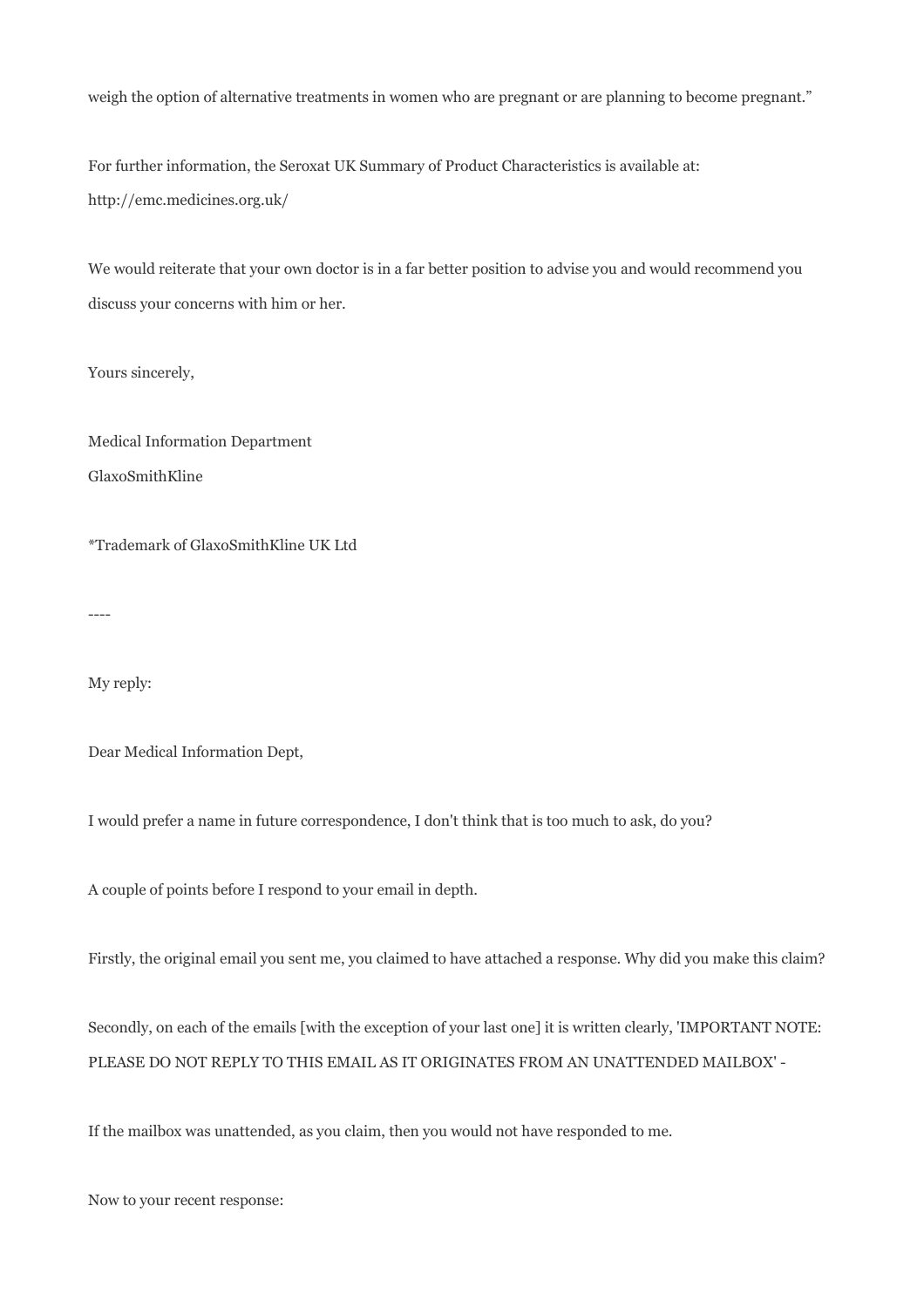weigh the option of alternative treatments in women who are pregnant or are planning to become pregnant."

For further information, the Seroxat UK Summary of Product Characteristics is available at:
http://emc.medicines.org.uk/

We would reiterate that your own doctor is in a far better position to advise you and would recommend you discuss your concerns with him or her.

Yours sincerely,

Medical Information Department
GlaxoSmithKline

*Trademark of GlaxoSmithKline UK Ltd

----

My reply:

Dear Medical Information Dept,

I would prefer a name in future correspondence, I don't think that is too much to ask, do you?

A couple of points before I respond to your email in depth.

Firstly, the original email you sent me, you claimed to have attached a response. Why did you make this claim?

Secondly, on each of the emails [with the exception of your last one] it is written clearly, 'IMPORTANT NOTE: PLEASE DO NOT REPLY TO THIS EMAIL AS IT ORIGINATES FROM AN UNATTENDED MAILBOX' -

If the mailbox was unattended, as you claim, then you would not have responded to me.

Now to your recent response: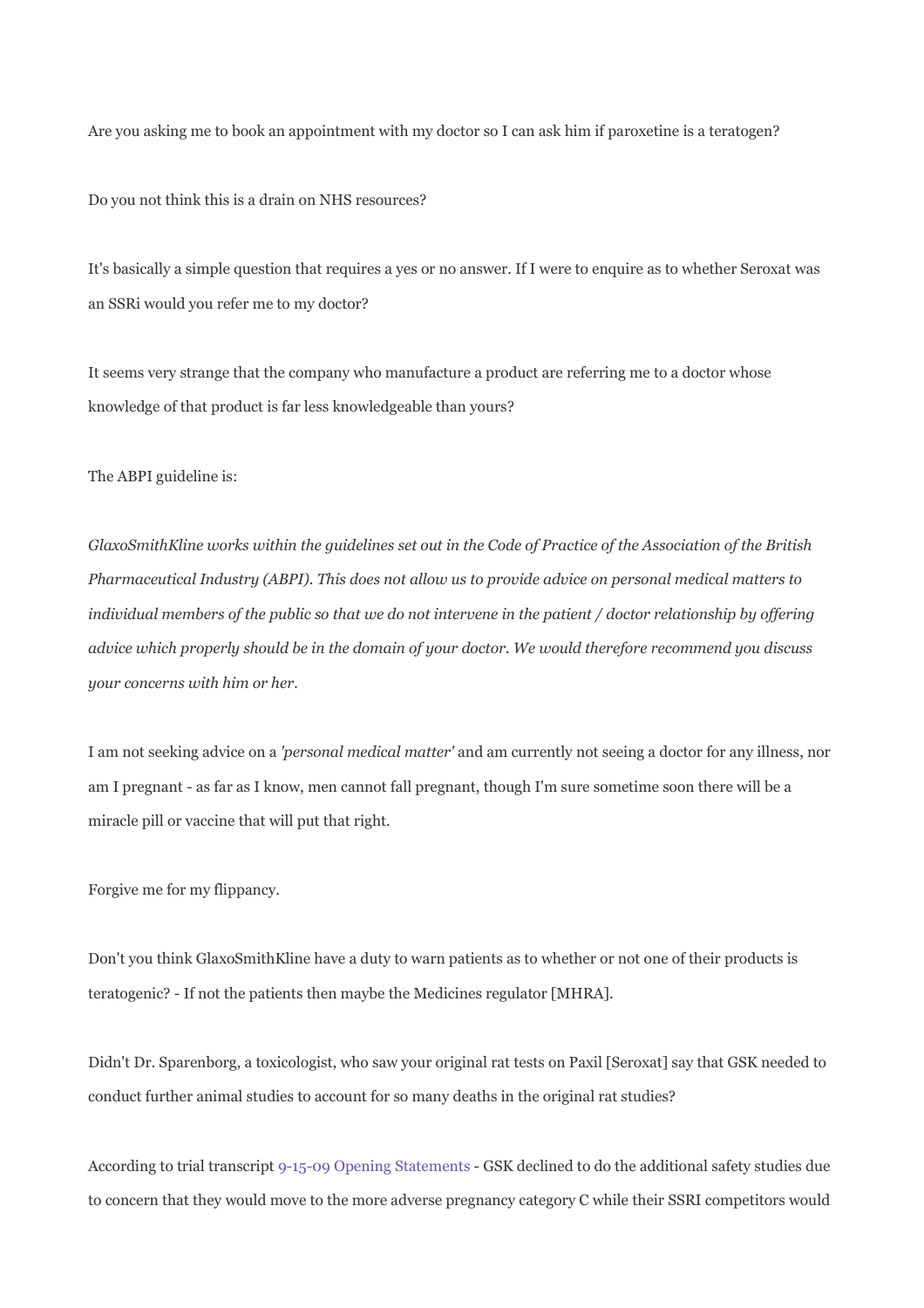Are you asking me to book an appointment with my doctor so I can ask him if paroxetine is a teratogen?

Do you not think this is a drain on NHS resources?

It's basically a simple question that requires a yes or no answer. If I were to enquire as to whether Seroxat was an SSRi would you refer me to my doctor?

It seems very strange that the company who manufacture a product are referring me to a doctor whose knowledge of that product is far less knowledgeable than yours?

The ABPI guideline is:

*GlaxoSmithKline works within the guidelines set out in the Code of Practice of the Association of the British Pharmaceutical Industry (ABPI). This does not allow us to provide advice on personal medical matters to individual members of the public so that we do not intervene in the patient / doctor relationship by offering advice which properly should be in the domain of your doctor. We would therefore recommend you discuss your concerns with him or her.*

I am not seeking advice on a *'personal medical matter'* and am currently not seeing a doctor for any illness, nor am I pregnant - as far as I know, men cannot fall pregnant, though I'm sure sometime soon there will be a miracle pill or vaccine that will put that right.

Forgive me for my flippancy.

Don't you think GlaxoSmithKline have a duty to warn patients as to whether or not one of their products is teratogenic? - If not the patients then maybe the Medicines regulator [MHRA].

Didn't Dr. Sparenborg, a toxicologist, who saw your original rat tests on Paxil [Seroxat] say that GSK needed to conduct further animal studies to account for so many deaths in the original rat studies?

According to trial transcript 9-15-09 Opening Statements - GSK declined to do the additional safety studies due to concern that they would move to the more adverse pregnancy category C while their SSRI competitors would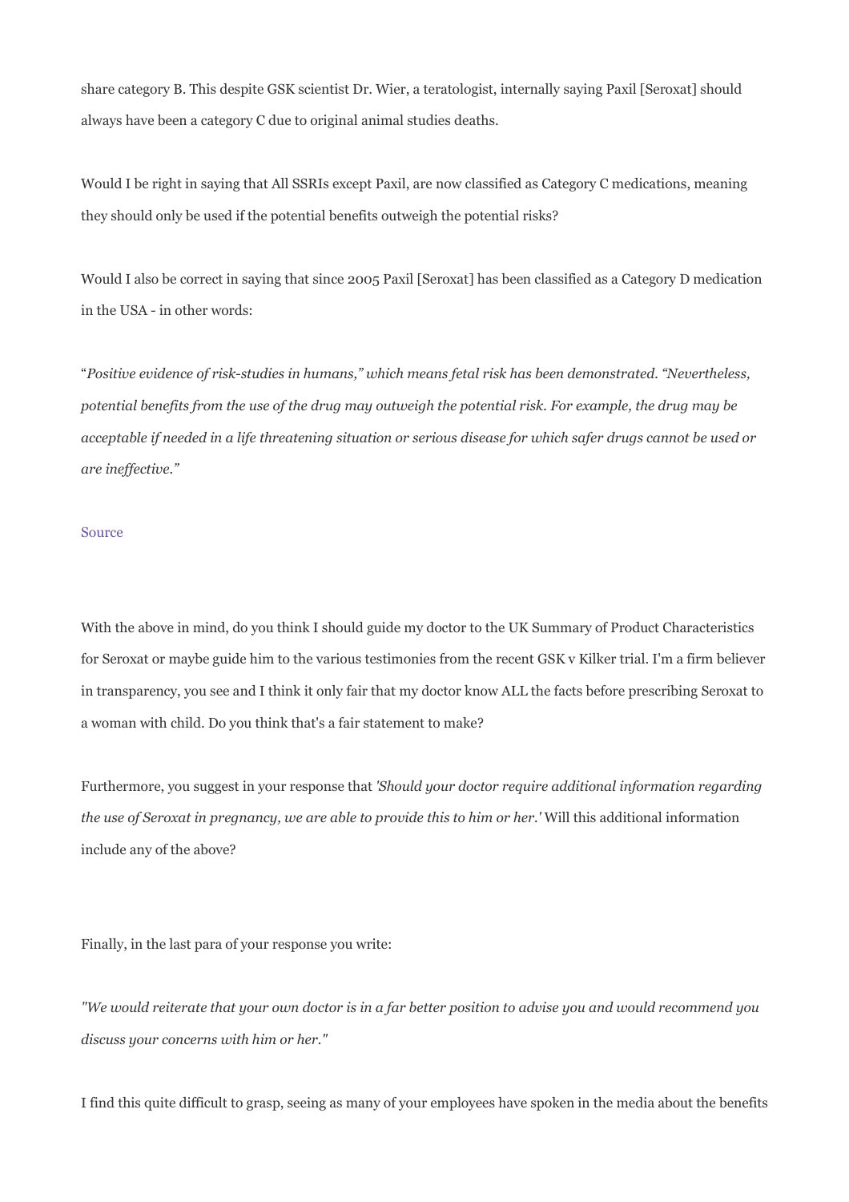share category B. This despite GSK scientist Dr. Wier, a teratologist, internally saying Paxil [Seroxat] should always have been a category C due to original animal studies deaths.

Would I be right in saying that All SSRIs except Paxil, are now classified as Category C medications, meaning they should only be used if the potential benefits outweigh the potential risks?

Would I also be correct in saying that since 2005 Paxil [Seroxat] has been classified as a Category D medication in the USA - in other words:

"*Positive evidence of risk-studies in humans," which means fetal risk has been demonstrated. "Nevertheless, potential benefits from the use of the drug may outweigh the potential risk. For example, the drug may be acceptable if needed in a life threatening situation or serious disease for which safer drugs cannot be used or are ineffective."*

Source

With the above in mind, do you think I should guide my doctor to the UK Summary of Product Characteristics for Seroxat or maybe guide him to the various testimonies from the recent GSK v Kilker trial. I'm a firm believer in transparency, you see and I think it only fair that my doctor know ALL the facts before prescribing Seroxat to a woman with child. Do you think that's a fair statement to make?

Furthermore, you suggest in your response that *'Should your doctor require additional information regarding the use of Seroxat in pregnancy, we are able to provide this to him or her.'* Will this additional information include any of the above?

Finally, in the last para of your response you write:

*"We would reiterate that your own doctor is in a far better position to advise you and would recommend you discuss your concerns with him or her."*

I find this quite difficult to grasp, seeing as many of your employees have spoken in the media about the benefits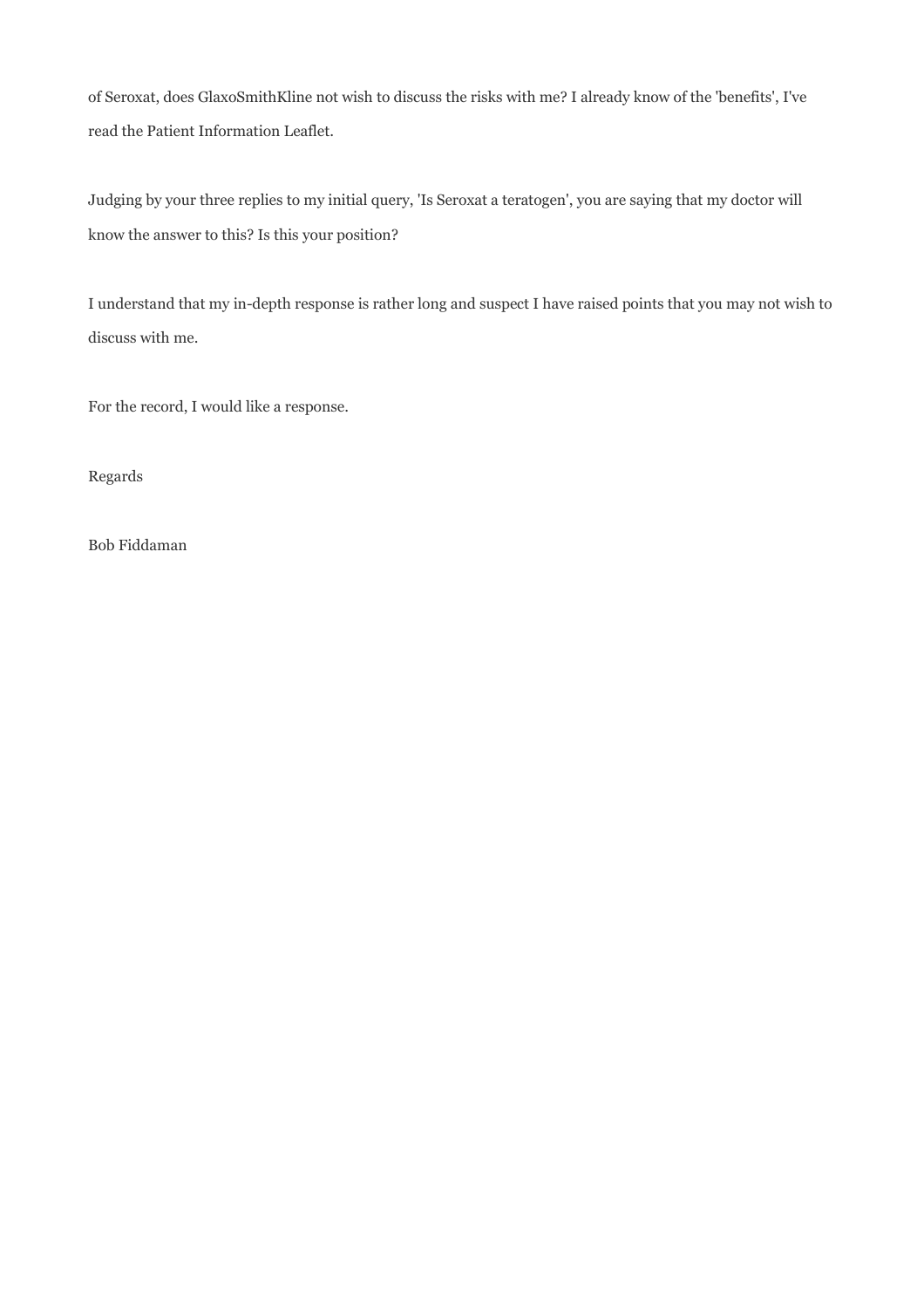of Seroxat, does GlaxoSmithKline not wish to discuss the risks with me? I already know of the 'benefits', I've read the Patient Information Leaflet.

Judging by your three replies to my initial query, 'Is Seroxat a teratogen', you are saying that my doctor will know the answer to this? Is this your position?

I understand that my in-depth response is rather long and suspect I have raised points that you may not wish to discuss with me.

For the record, I would like a response.

Regards

Bob Fiddaman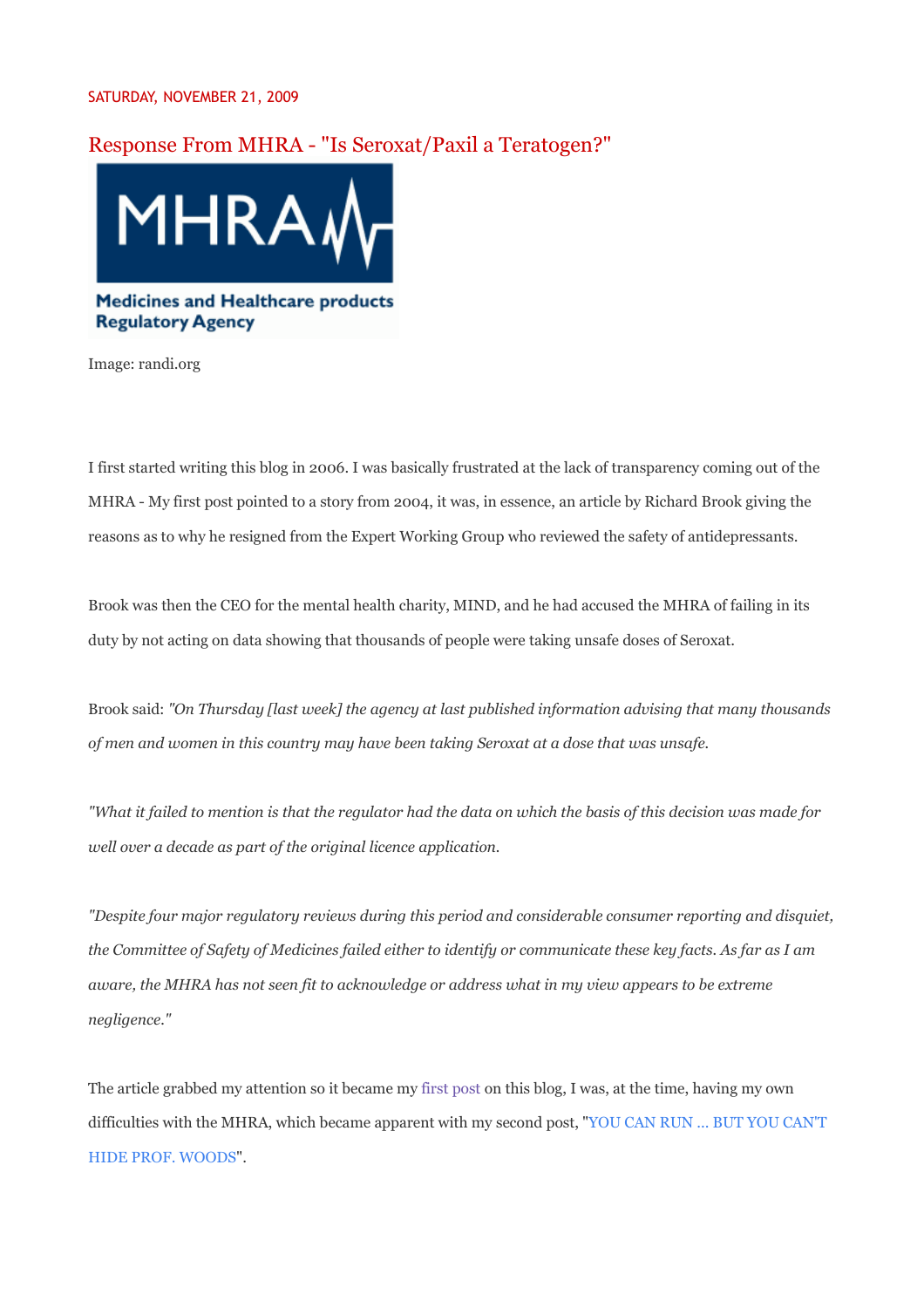SATURDAY, NOVEMBER 21, 2009

## Response From MHRA - "Is Seroxat/Paxil a Teratogen?"

Image: randi.org

I first started writing this blog in 2006. I was basically frustrated at the lack of transparency coming out of the MHRA - My first post pointed to a story from 2004, it was, in essence, an article by Richard Brook giving the reasons as to why he resigned from the Expert Working Group who reviewed the safety of antidepressants.

Brook was then the CEO for the mental health charity, MIND, and he had accused the MHRA of failing in its duty by not acting on data showing that thousands of people were taking unsafe doses of Seroxat.

Brook said: *"On Thursday [last week] the agency at last published information advising that many thousands of men and women in this country may have been taking Seroxat at a dose that was unsafe.*

*"What it failed to mention is that the regulator had the data on which the basis of this decision was made for well over a decade as part of the original licence application.*

*"Despite four major regulatory reviews during this period and considerable consumer reporting and disquiet, the Committee of Safety of Medicines failed either to identify or communicate these key facts. As far as I am aware, the MHRA has not seen fit to acknowledge or address what in my view appears to be extreme negligence."*

The article grabbed my attention so it became my first post on this blog, I was, at the time, having my own difficulties with the MHRA, which became apparent with my second post, "YOU CAN RUN ... BUT YOU CAN'T HIDE PROF. WOODS".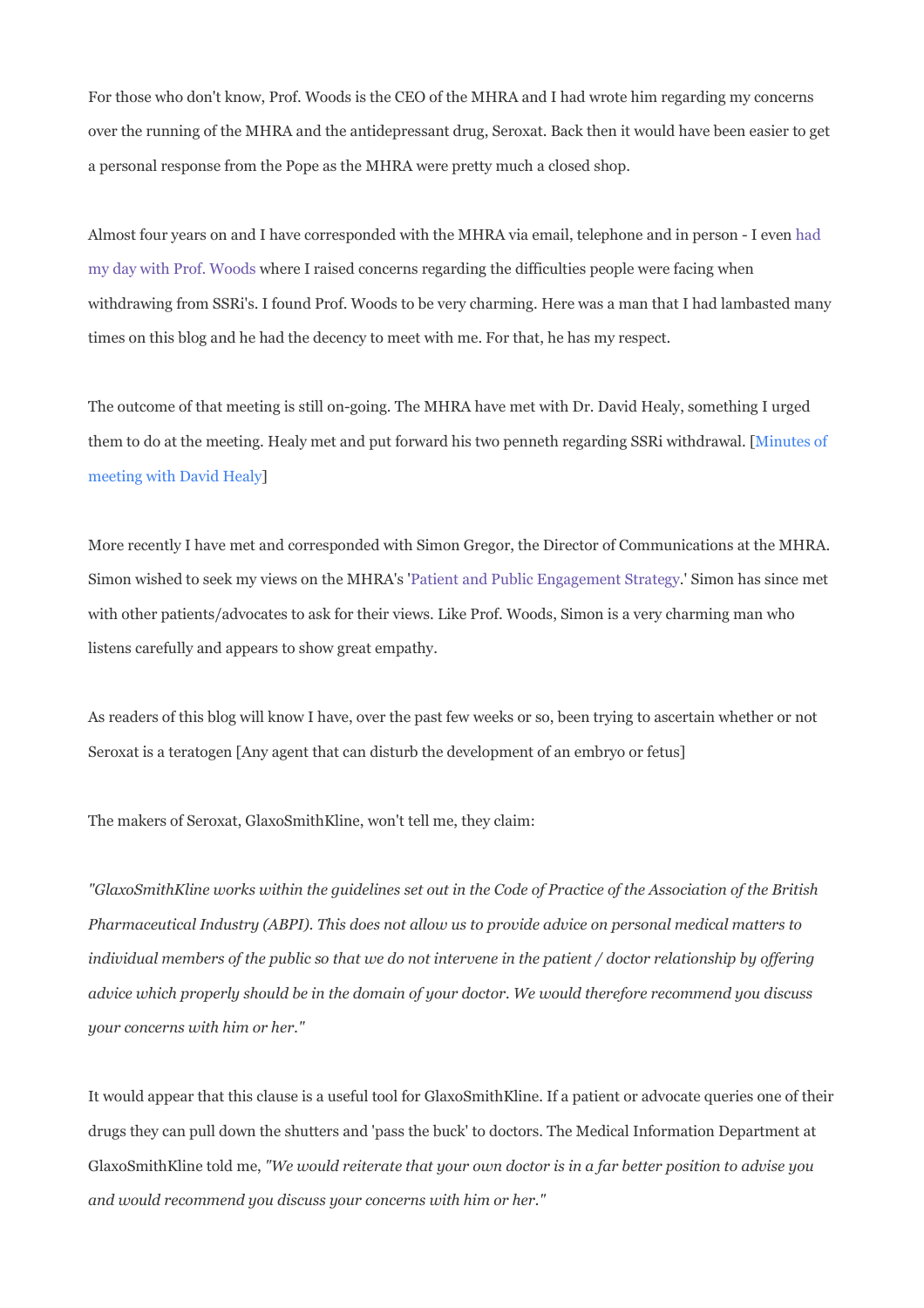For those who don't know, Prof. Woods is the CEO of the MHRA and I had wrote him regarding my concerns over the running of the MHRA and the antidepressant drug, Seroxat. Back then it would have been easier to get a personal response from the Pope as the MHRA were pretty much a closed shop.

Almost four years on and I have corresponded with the MHRA via email, telephone and in person - I even had my day with Prof. Woods where I raised concerns regarding the difficulties people were facing when withdrawing from SSRi's. I found Prof. Woods to be very charming. Here was a man that I had lambasted many times on this blog and he had the decency to meet with me. For that, he has my respect.

The outcome of that meeting is still on-going. The MHRA have met with Dr. David Healy, something I urged them to do at the meeting. Healy met and put forward his two penneth regarding SSRi withdrawal. [Minutes of meeting with David Healy]

More recently I have met and corresponded with Simon Gregor, the Director of Communications at the MHRA. Simon wished to seek my views on the MHRA's 'Patient and Public Engagement Strategy.' Simon has since met with other patients/advocates to ask for their views. Like Prof. Woods, Simon is a very charming man who listens carefully and appears to show great empathy.

As readers of this blog will know I have, over the past few weeks or so, been trying to ascertain whether or not Seroxat is a teratogen [Any agent that can disturb the development of an embryo or fetus]

The makers of Seroxat, GlaxoSmithKline, won't tell me, they claim:

*"GlaxoSmithKline works within the guidelines set out in the Code of Practice of the Association of the British Pharmaceutical Industry (ABPI). This does not allow us to provide advice on personal medical matters to individual members of the public so that we do not intervene in the patient / doctor relationship by offering advice which properly should be in the domain of your doctor. We would therefore recommend you discuss your concerns with him or her."*

It would appear that this clause is a useful tool for GlaxoSmithKline. If a patient or advocate queries one of their drugs they can pull down the shutters and 'pass the buck' to doctors. The Medical Information Department at GlaxoSmithKline told me, *"We would reiterate that your own doctor is in a far better position to advise you and would recommend you discuss your concerns with him or her."*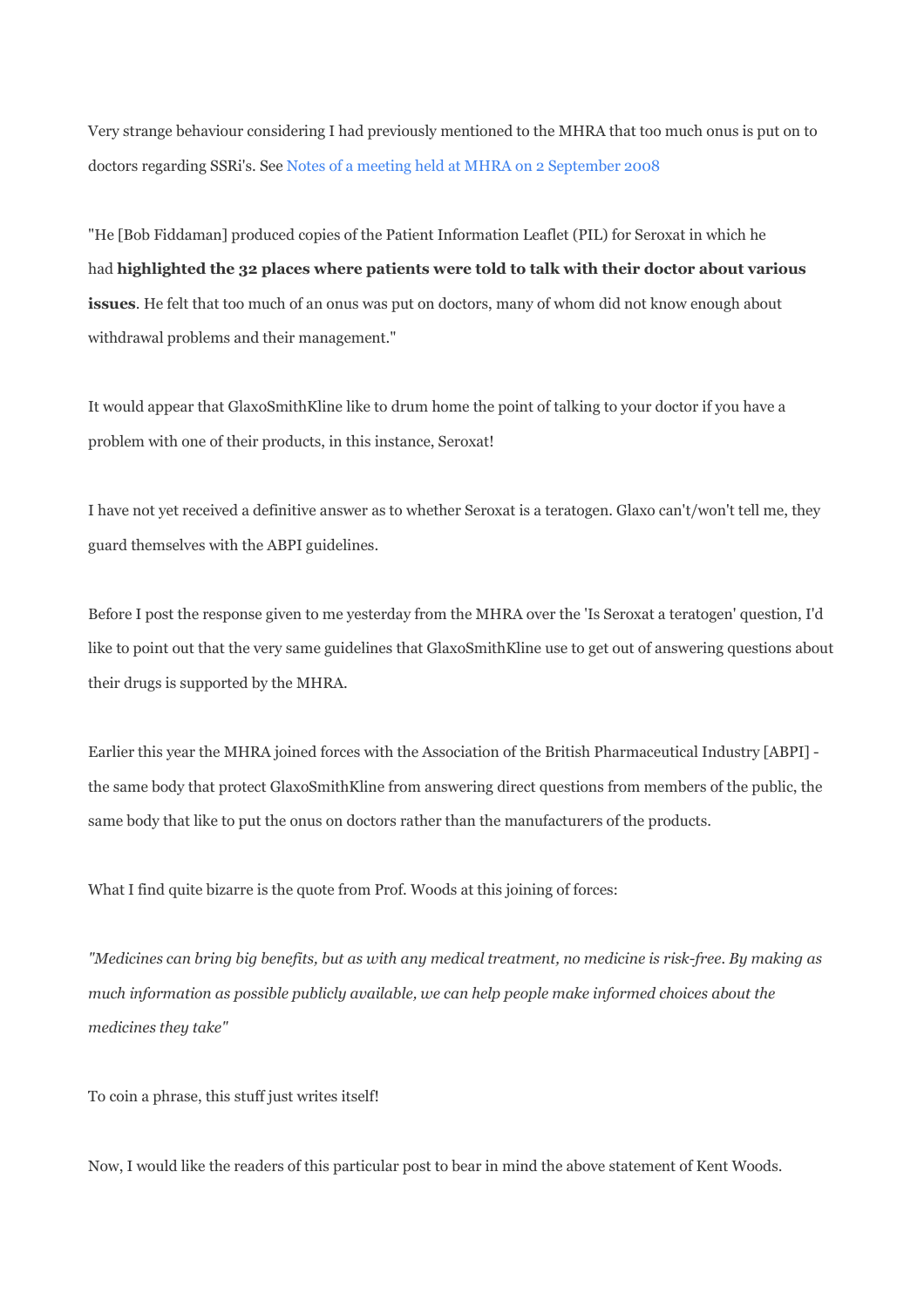Very strange behaviour considering I had previously mentioned to the MHRA that too much onus is put on to doctors regarding SSRi's. See Notes of a meeting held at MHRA on 2 September 2008

"He [Bob Fiddaman] produced copies of the Patient Information Leaflet (PIL) for Seroxat in which he had **highlighted the 32 places where patients were told to talk with their doctor about various issues**. He felt that too much of an onus was put on doctors, many of whom did not know enough about withdrawal problems and their management."

It would appear that GlaxoSmithKline like to drum home the point of talking to your doctor if you have a problem with one of their products, in this instance, Seroxat!

I have not yet received a definitive answer as to whether Seroxat is a teratogen. Glaxo can't/won't tell me, they guard themselves with the ABPI guidelines.

Before I post the response given to me yesterday from the MHRA over the 'Is Seroxat a teratogen' question, I'd like to point out that the very same guidelines that GlaxoSmithKline use to get out of answering questions about their drugs is supported by the MHRA.

Earlier this year the MHRA joined forces with the Association of the British Pharmaceutical Industry [ABPI] - the same body that protect GlaxoSmithKline from answering direct questions from members of the public, the same body that like to put the onus on doctors rather than the manufacturers of the products.

What I find quite bizarre is the quote from Prof. Woods at this joining of forces:

*"Medicines can bring big benefits, but as with any medical treatment, no medicine is risk-free. By making as much information as possible publicly available, we can help people make informed choices about the medicines they take"*

To coin a phrase, this stuff just writes itself!

Now, I would like the readers of this particular post to bear in mind the above statement of Kent Woods.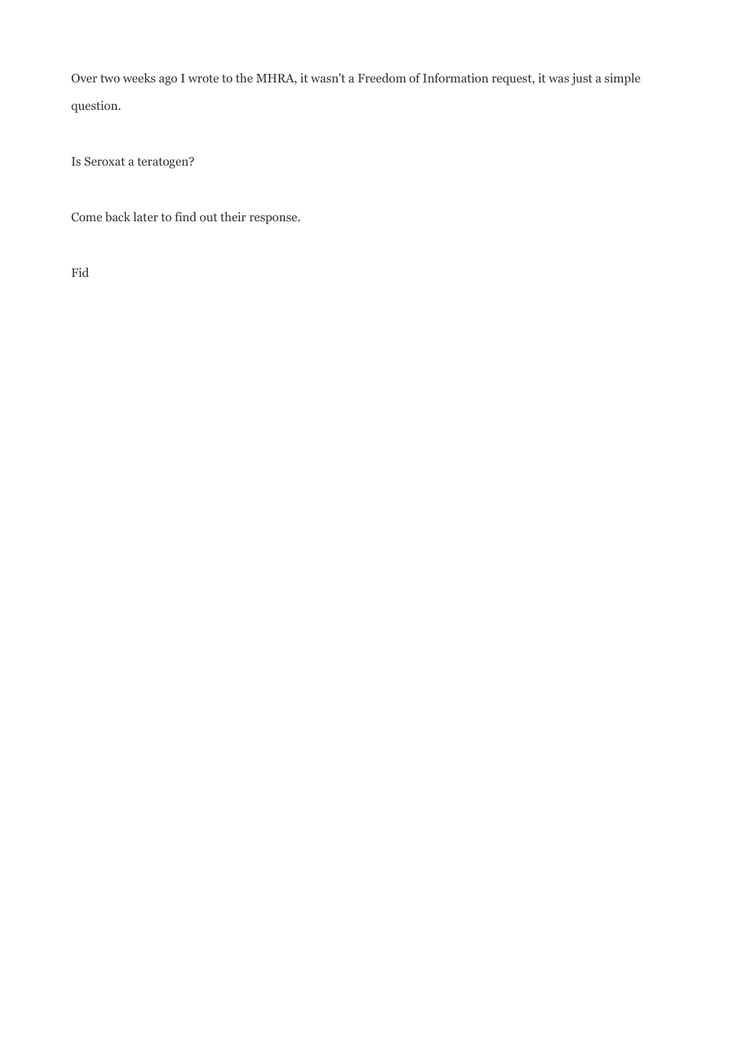Over two weeks ago I wrote to the MHRA, it wasn't a Freedom of Information request, it was just a simple question.

Is Seroxat a teratogen?

Come back later to find out their response.

Fid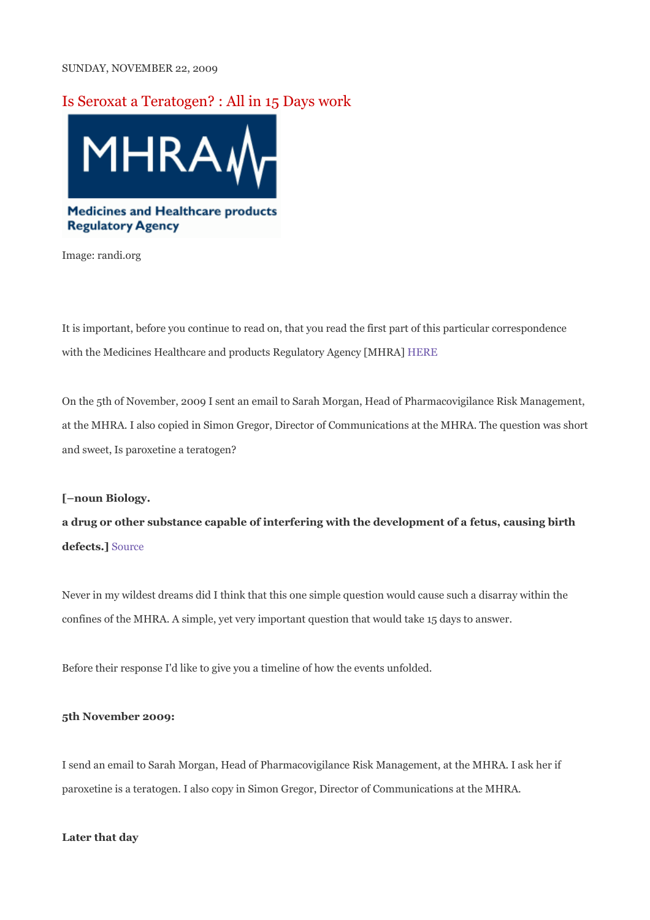SUNDAY, NOVEMBER 22, 2009

# Is Seroxat a Teratogen? : All in 15 Days work

Image: randi.org

It is important, before you continue to read on, that you read the first part of this particular correspondence with the Medicines Healthcare and products Regulatory Agency [MHRA] HERE

On the 5th of November, 2009 I sent an email to Sarah Morgan, Head of Pharmacovigilance Risk Management, at the MHRA. I also copied in Simon Gregor, Director of Communications at the MHRA. The question was short and sweet, Is paroxetine a teratogen?

**[–noun Biology.**

**a drug or other substance capable of interfering with the development of a fetus, causing birth defects.]** Source

Never in my wildest dreams did I think that this one simple question would cause such a disarray within the confines of the MHRA. A simple, yet very important question that would take 15 days to answer.

Before their response I'd like to give you a timeline of how the events unfolded.

**5th November 2009:**

I send an email to Sarah Morgan, Head of Pharmacovigilance Risk Management, at the MHRA. I ask her if paroxetine is a teratogen. I also copy in Simon Gregor, Director of Communications at the MHRA.

**Later that day**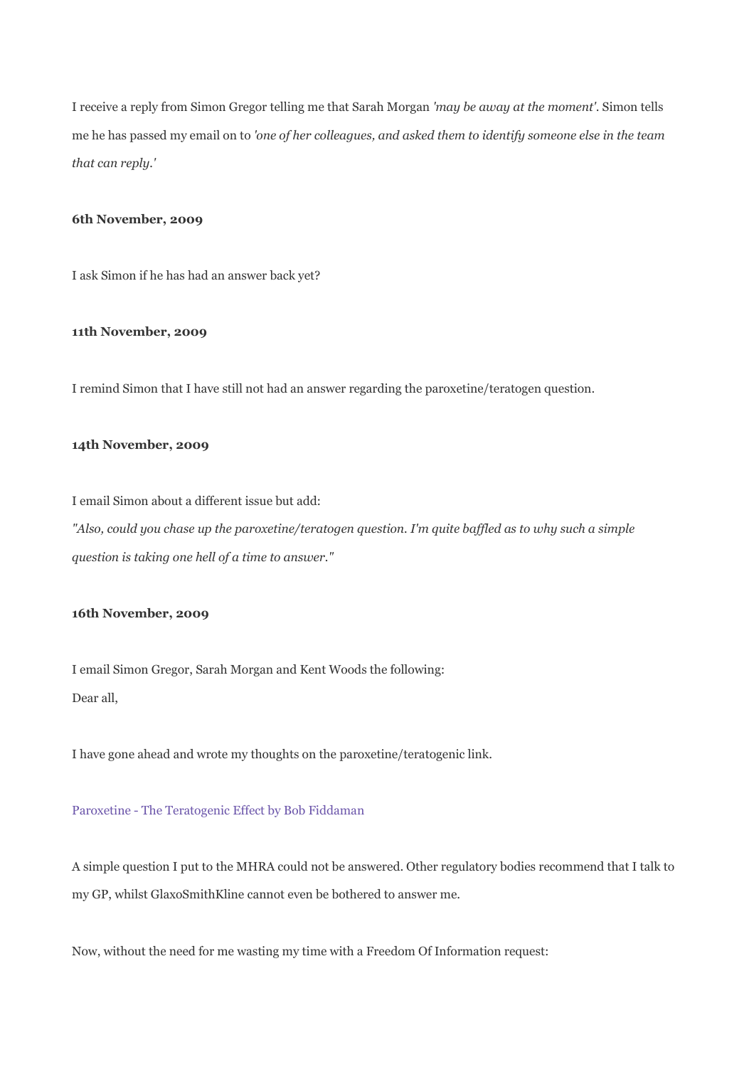I receive a reply from Simon Gregor telling me that Sarah Morgan *'may be away at the moment'*. Simon tells me he has passed my email on to *'one of her colleagues, and asked them to identify someone else in the team that can reply.'*

**6th November, 2009**

I ask Simon if he has had an answer back yet?

**11th November, 2009**

I remind Simon that I have still not had an answer regarding the paroxetine/teratogen question.

**14th November, 2009**

I email Simon about a different issue but add:

*"Also, could you chase up the paroxetine/teratogen question. I'm quite baffled as to why such a simple question is taking one hell of a time to answer."*

**16th November, 2009**

I email Simon Gregor, Sarah Morgan and Kent Woods the following:

Dear all,

I have gone ahead and wrote my thoughts on the paroxetine/teratogenic link.

Paroxetine - The Teratogenic Effect by Bob Fiddaman

A simple question I put to the MHRA could not be answered. Other regulatory bodies recommend that I talk to my GP, whilst GlaxoSmithKline cannot even be bothered to answer me.

Now, without the need for me wasting my time with a Freedom Of Information request: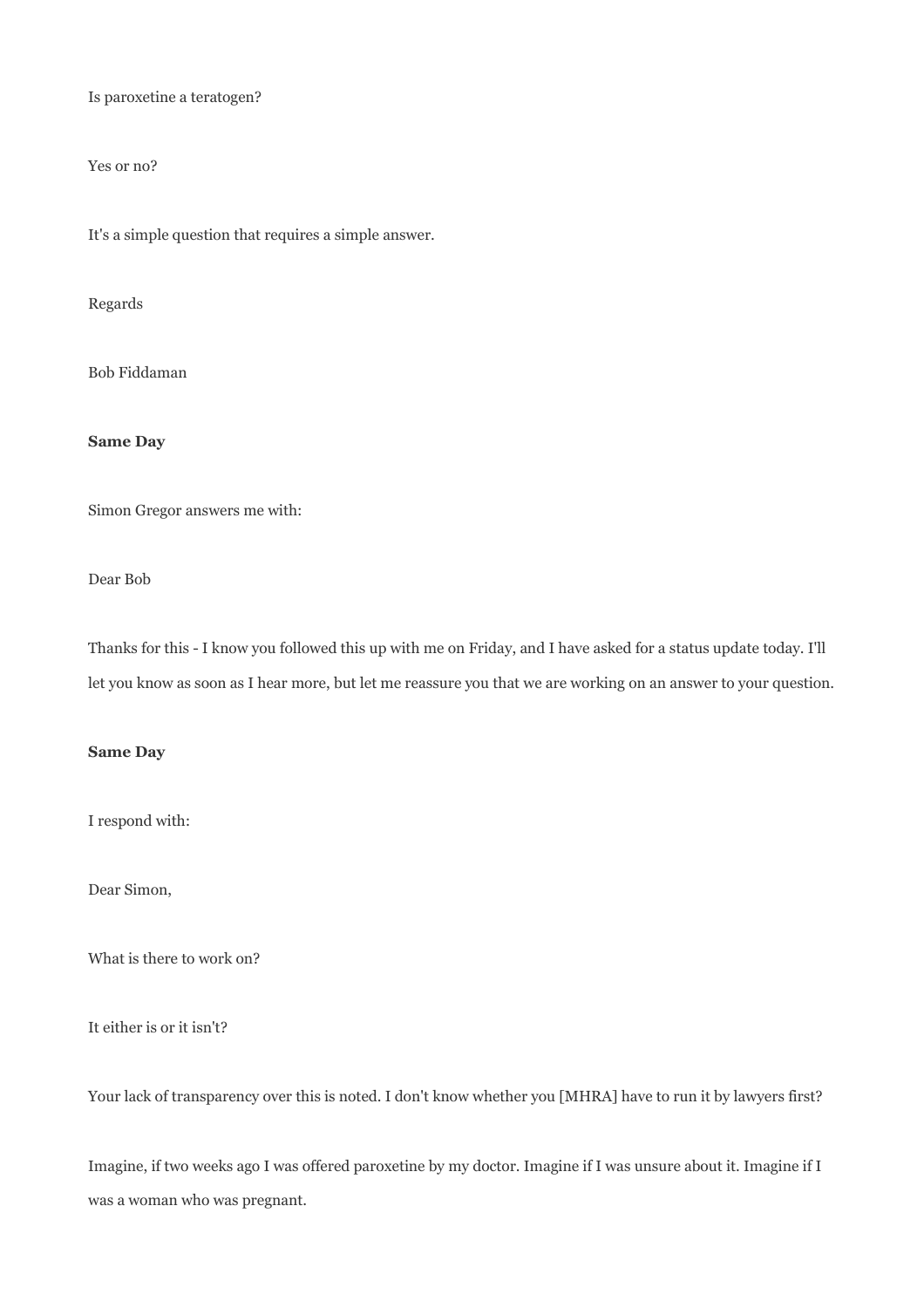Is paroxetine a teratogen?

Yes or no?

It's a simple question that requires a simple answer.

Regards

Bob Fiddaman

**Same Day**

Simon Gregor answers me with:

Dear Bob

Thanks for this - I know you followed this up with me on Friday, and I have asked for a status update today. I'll let you know as soon as I hear more, but let me reassure you that we are working on an answer to your question.

**Same Day**

I respond with:

Dear Simon,

What is there to work on?

It either is or it isn't?

Your lack of transparency over this is noted. I don't know whether you [MHRA] have to run it by lawyers first?

Imagine, if two weeks ago I was offered paroxetine by my doctor. Imagine if I was unsure about it. Imagine if I was a woman who was pregnant.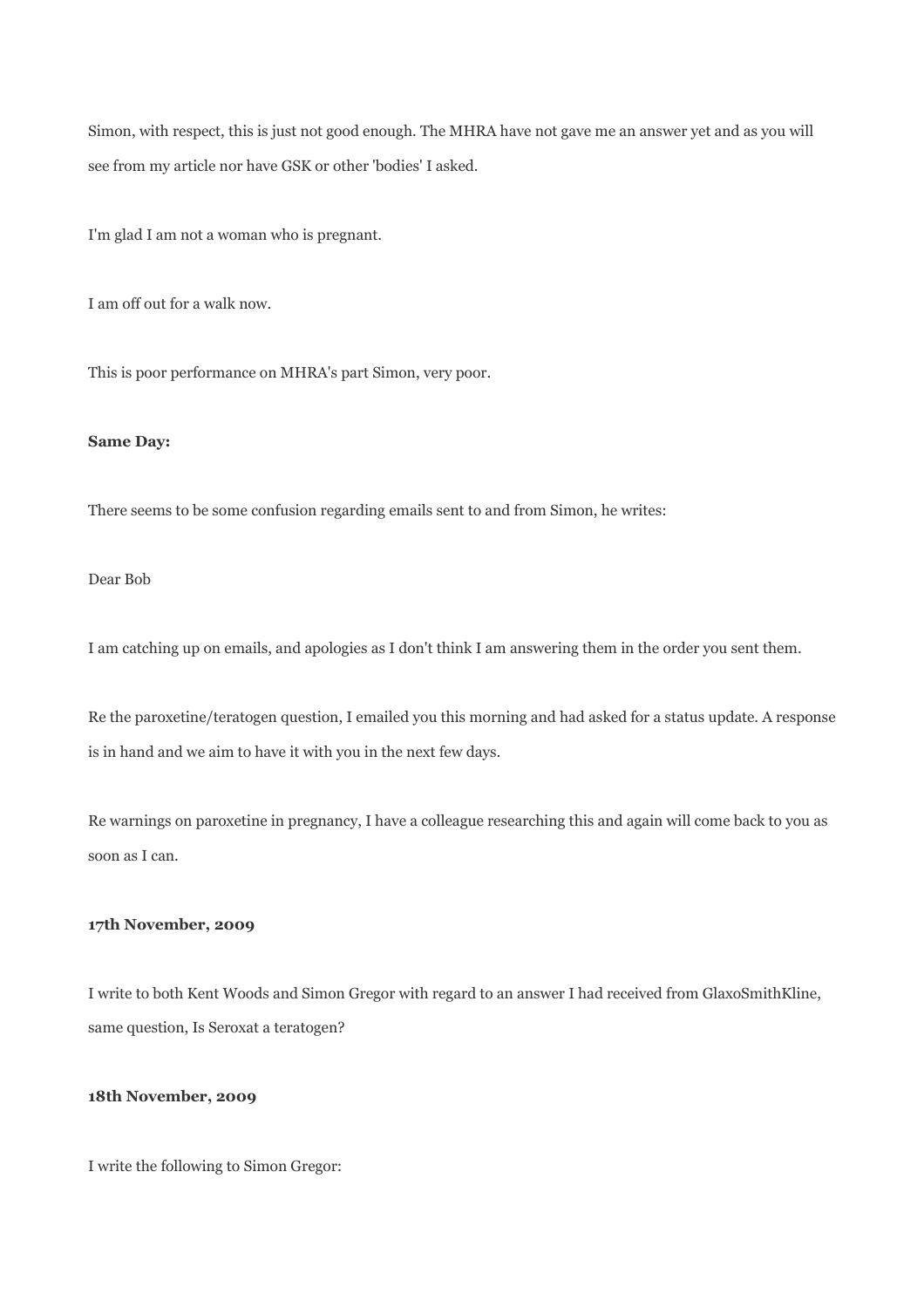Simon, with respect, this is just not good enough. The MHRA have not gave me an answer yet and as you will see from my article nor have GSK or other 'bodies' I asked.

I'm glad I am not a woman who is pregnant.

I am off out for a walk now.

This is poor performance on MHRA's part Simon, very poor.

**Same Day:**

There seems to be some confusion regarding emails sent to and from Simon, he writes:

Dear Bob

I am catching up on emails, and apologies as I don't think I am answering them in the order you sent them.

Re the paroxetine/teratogen question, I emailed you this morning and had asked for a status update. A response is in hand and we aim to have it with you in the next few days.

Re warnings on paroxetine in pregnancy, I have a colleague researching this and again will come back to you as soon as I can.

**17th November, 2009**

I write to both Kent Woods and Simon Gregor with regard to an answer I had received from GlaxoSmithKline, same question, Is Seroxat a teratogen?

**18th November, 2009**

I write the following to Simon Gregor: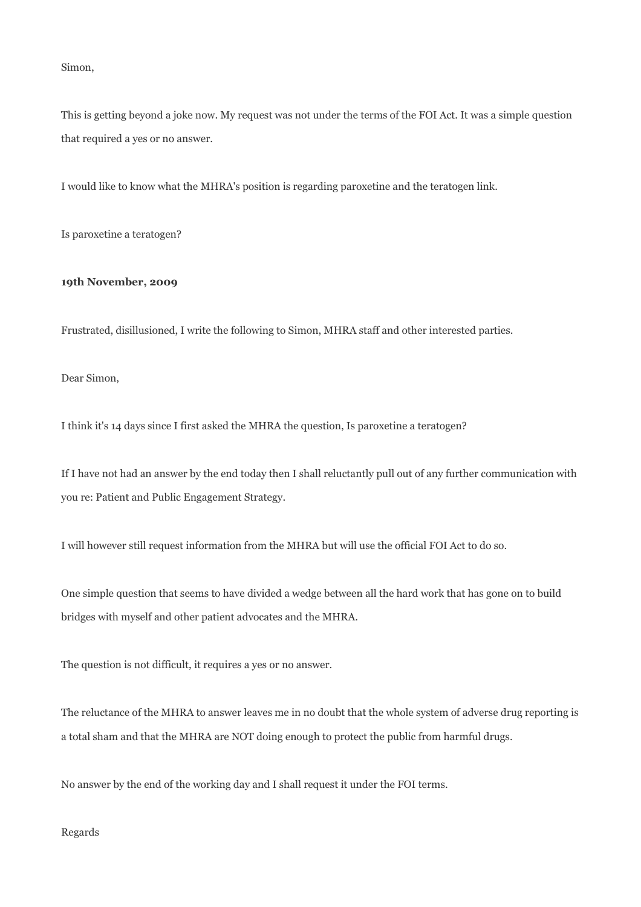Simon,

This is getting beyond a joke now. My request was not under the terms of the FOI Act. It was a simple question that required a yes or no answer.

I would like to know what the MHRA's position is regarding paroxetine and the teratogen link.

Is paroxetine a teratogen?

**19th November, 2009**

Frustrated, disillusioned, I write the following to Simon, MHRA staff and other interested parties.

Dear Simon,

I think it's 14 days since I first asked the MHRA the question, Is paroxetine a teratogen?

If I have not had an answer by the end today then I shall reluctantly pull out of any further communication with you re: Patient and Public Engagement Strategy.

I will however still request information from the MHRA but will use the official FOI Act to do so.

One simple question that seems to have divided a wedge between all the hard work that has gone on to build bridges with myself and other patient advocates and the MHRA.

The question is not difficult, it requires a yes or no answer.

The reluctance of the MHRA to answer leaves me in no doubt that the whole system of adverse drug reporting is a total sham and that the MHRA are NOT doing enough to protect the public from harmful drugs.

No answer by the end of the working day and I shall request it under the FOI terms.

Regards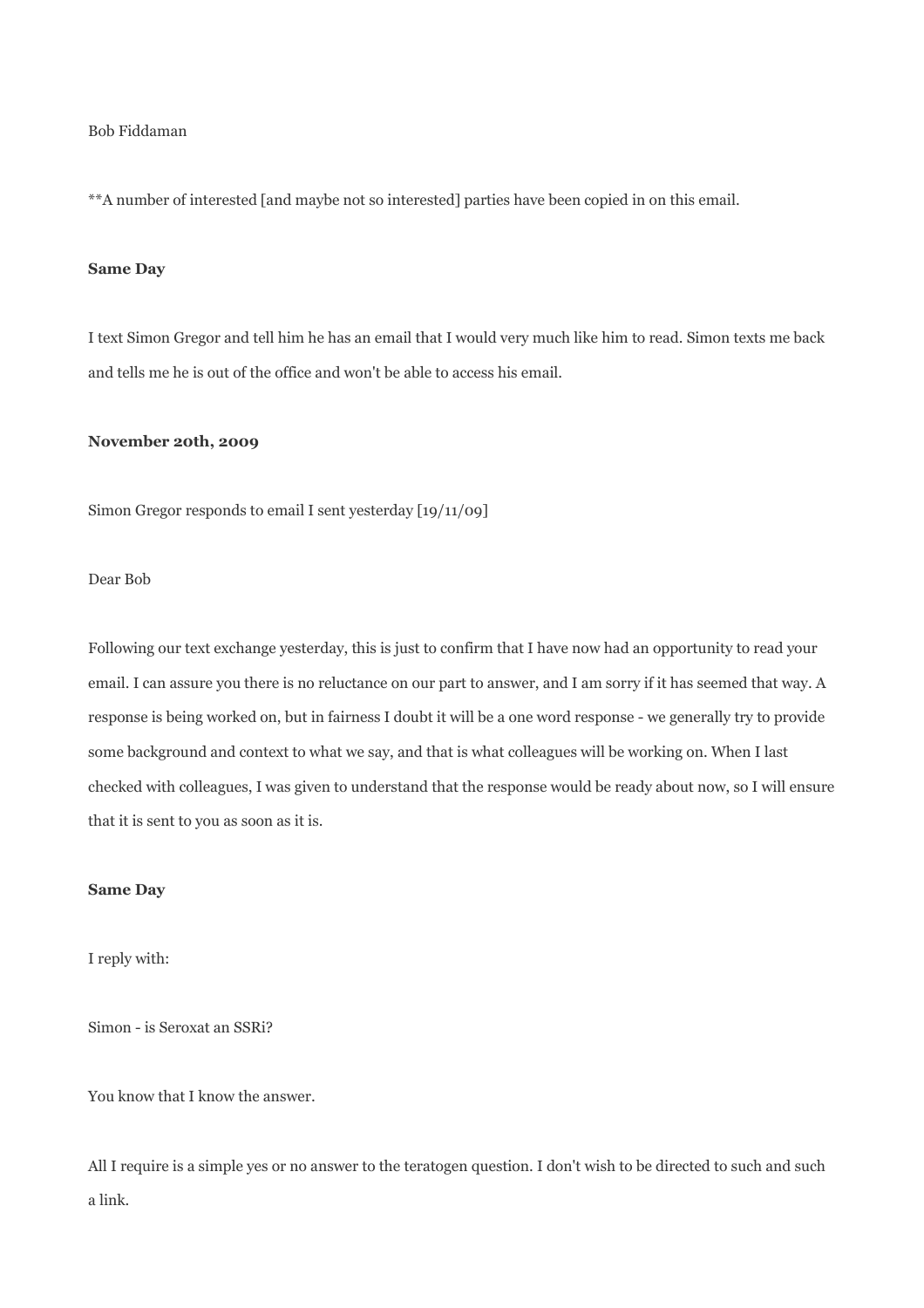Bob Fiddaman

**A number of interested [and maybe not so interested] parties have been copied in on this email.

**Same Day**

I text Simon Gregor and tell him he has an email that I would very much like him to read. Simon texts me back and tells me he is out of the office and won't be able to access his email.

**November 20th, 2009**

Simon Gregor responds to email I sent yesterday [19/11/09]

Dear Bob

Following our text exchange yesterday, this is just to confirm that I have now had an opportunity to read your email. I can assure you there is no reluctance on our part to answer, and I am sorry if it has seemed that way. A response is being worked on, but in fairness I doubt it will be a one word response - we generally try to provide some background and context to what we say, and that is what colleagues will be working on. When I last checked with colleagues, I was given to understand that the response would be ready about now, so I will ensure that it is sent to you as soon as it is.

**Same Day**

I reply with:

Simon - is Seroxat an SSRi?

You know that I know the answer.

All I require is a simple yes or no answer to the teratogen question. I don't wish to be directed to such and such a link.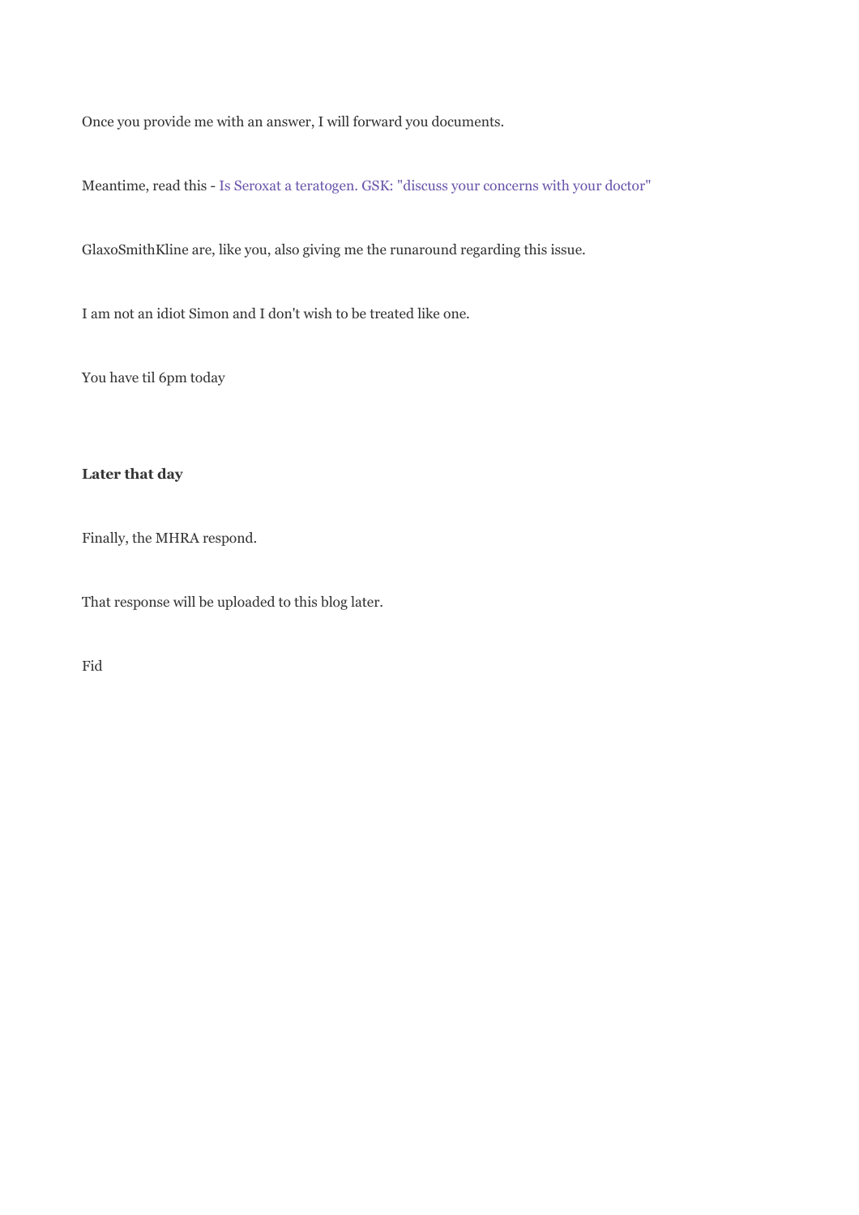Once you provide me with an answer, I will forward you documents.

Meantime, read this - Is Seroxat a teratogen. GSK: "discuss your concerns with your doctor"

GlaxoSmithKline are, like you, also giving me the runaround regarding this issue.

I am not an idiot Simon and I don't wish to be treated like one.

You have til 6pm today

**Later that day**

Finally, the MHRA respond.

That response will be uploaded to this blog later.

Fid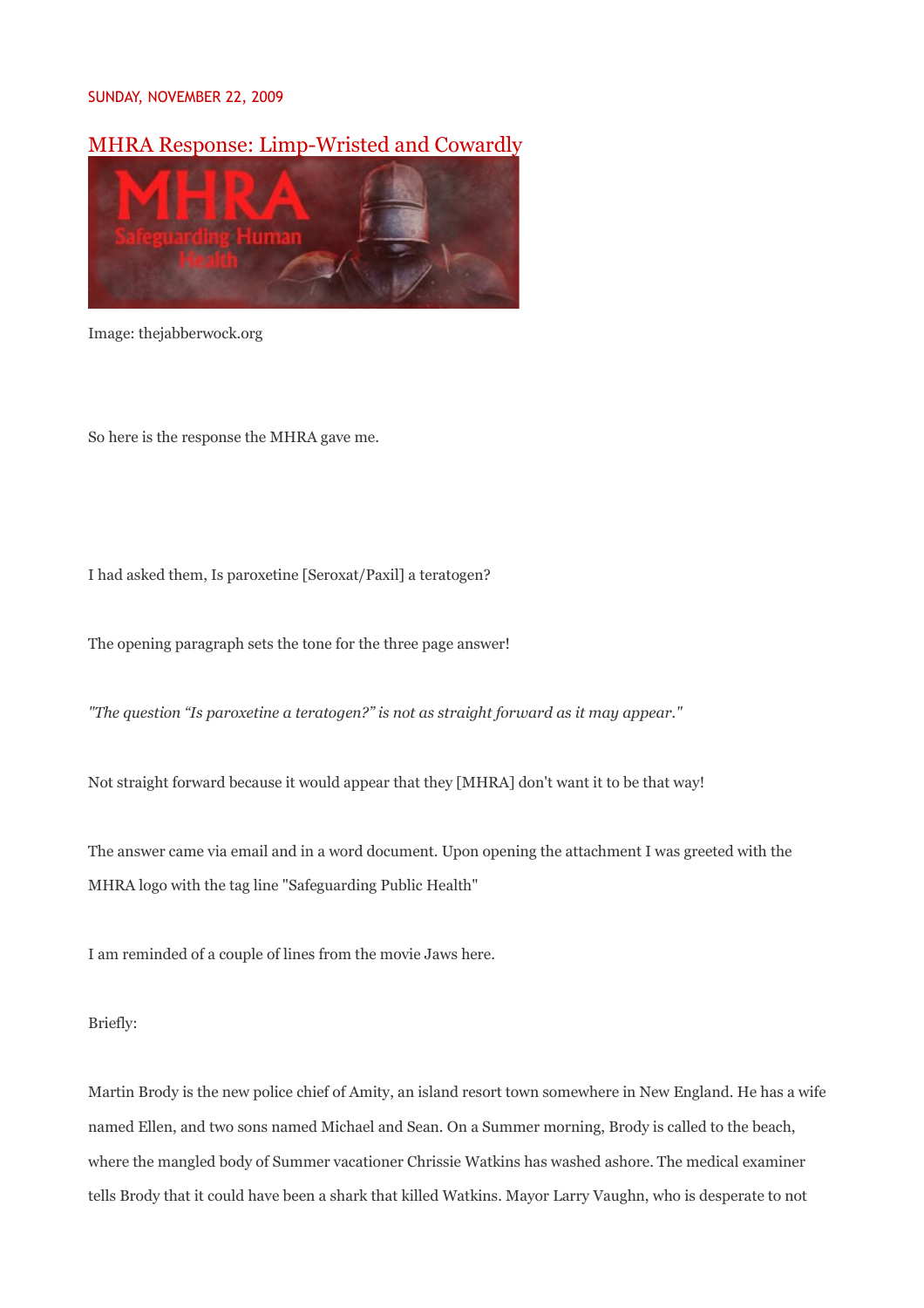SUNDAY, NOVEMBER 22, 2009

## MHRA Response: Limp-Wristed and Cowardly

Image: thejabberwock.org

So here is the response the MHRA gave me.

I had asked them, Is paroxetine [Seroxat/Paxil] a teratogen?

The opening paragraph sets the tone for the three page answer!

*"The question "Is paroxetine a teratogen?" is not as straight forward as it may appear."*

Not straight forward because it would appear that they [MHRA] don't want it to be that way!

The answer came via email and in a word document. Upon opening the attachment I was greeted with the MHRA logo with the tag line "Safeguarding Public Health"

I am reminded of a couple of lines from the movie Jaws here.

Briefly:

Martin Brody is the new police chief of Amity, an island resort town somewhere in New England. He has a wife named Ellen, and two sons named Michael and Sean. On a Summer morning, Brody is called to the beach, where the mangled body of Summer vacationer Chrissie Watkins has washed ashore. The medical examiner tells Brody that it could have been a shark that killed Watkins. Mayor Larry Vaughn, who is desperate to not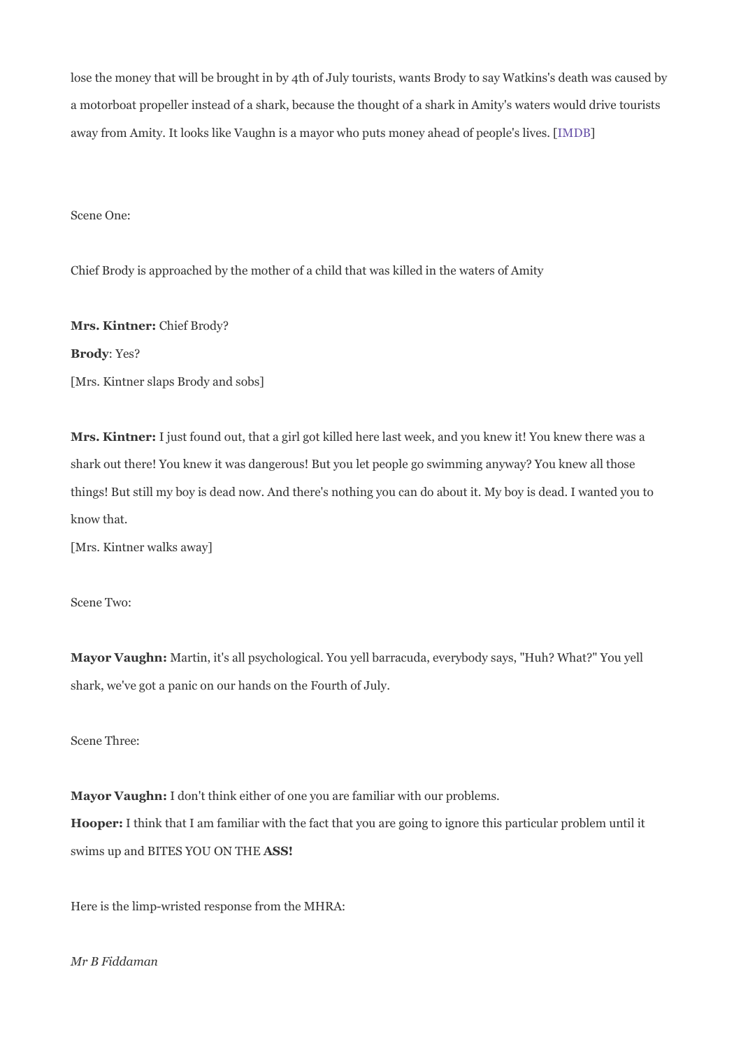lose the money that will be brought in by 4th of July tourists, wants Brody to say Watkins's death was caused by a motorboat propeller instead of a shark, because the thought of a shark in Amity's waters would drive tourists away from Amity. It looks like Vaughn is a mayor who puts money ahead of people's lives. [IMDB]

Scene One:

Chief Brody is approached by the mother of a child that was killed in the waters of Amity

**Mrs. Kintner:** Chief Brody?
**Brody**: Yes?
[Mrs. Kintner slaps Brody and sobs]

**Mrs. Kintner:** I just found out, that a girl got killed here last week, and you knew it! You knew there was a shark out there! You knew it was dangerous! But you let people go swimming anyway? You knew all those things! But still my boy is dead now. And there's nothing you can do about it. My boy is dead. I wanted you to know that.
[Mrs. Kintner walks away]

Scene Two:

**Mayor Vaughn:** Martin, it's all psychological. You yell barracuda, everybody says, "Huh? What?" You yell shark, we've got a panic on our hands on the Fourth of July.

Scene Three:

**Mayor Vaughn:** I don't think either of one you are familiar with our problems.
**Hooper:** I think that I am familiar with the fact that you are going to ignore this particular problem until it swims up and BITES YOU ON THE **ASS!**

Here is the limp-wristed response from the MHRA:

*Mr B Fiddaman*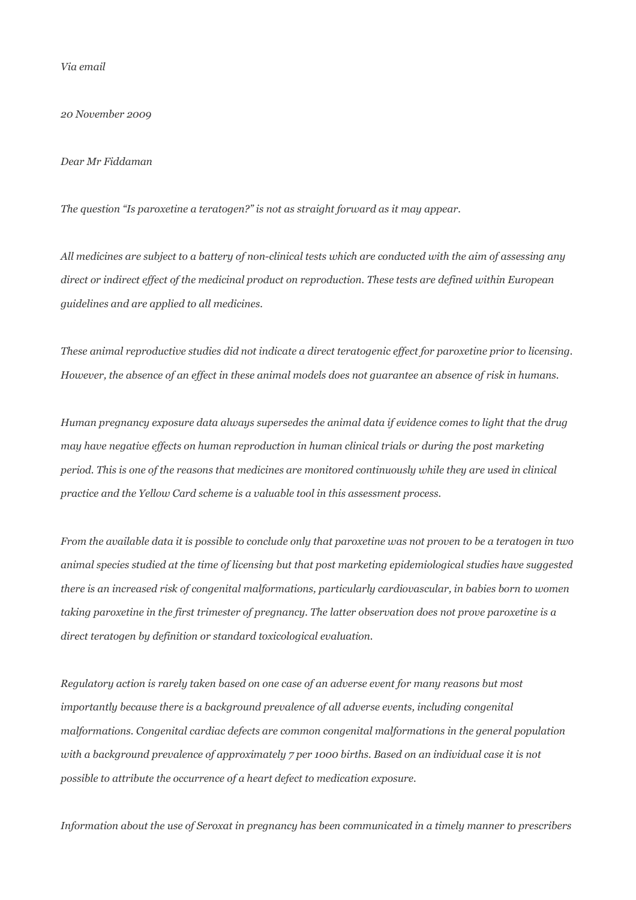*Via email*

*20 November 2009*

*Dear Mr Fiddaman*

*The question "Is paroxetine a teratogen?" is not as straight forward as it may appear.*

*All medicines are subject to a battery of non-clinical tests which are conducted with the aim of assessing any direct or indirect effect of the medicinal product on reproduction. These tests are defined within European guidelines and are applied to all medicines.*

*These animal reproductive studies did not indicate a direct teratogenic effect for paroxetine prior to licensing. However, the absence of an effect in these animal models does not guarantee an absence of risk in humans.*

*Human pregnancy exposure data always supersedes the animal data if evidence comes to light that the drug may have negative effects on human reproduction in human clinical trials or during the post marketing period. This is one of the reasons that medicines are monitored continuously while they are used in clinical practice and the Yellow Card scheme is a valuable tool in this assessment process.*

*From the available data it is possible to conclude only that paroxetine was not proven to be a teratogen in two animal species studied at the time of licensing but that post marketing epidemiological studies have suggested there is an increased risk of congenital malformations, particularly cardiovascular, in babies born to women taking paroxetine in the first trimester of pregnancy. The latter observation does not prove paroxetine is a direct teratogen by definition or standard toxicological evaluation.*

*Regulatory action is rarely taken based on one case of an adverse event for many reasons but most importantly because there is a background prevalence of all adverse events, including congenital malformations. Congenital cardiac defects are common congenital malformations in the general population with a background prevalence of approximately 7 per 1000 births. Based on an individual case it is not possible to attribute the occurrence of a heart defect to medication exposure.*

*Information about the use of Seroxat in pregnancy has been communicated in a timely manner to prescribers*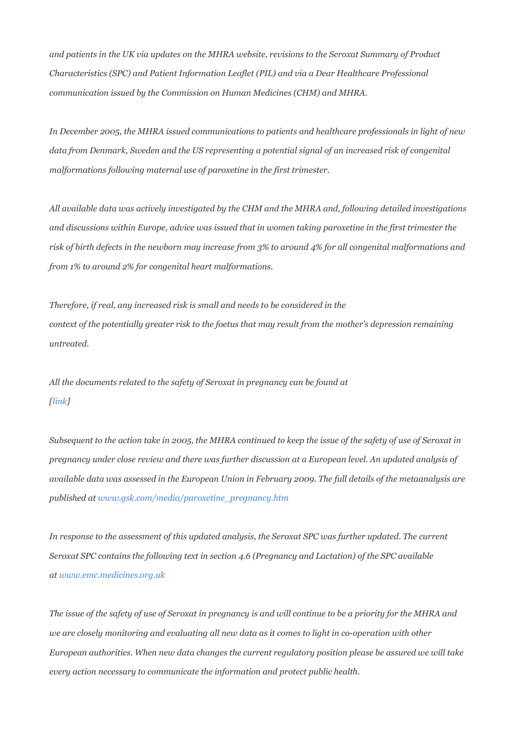*and patients in the UK via updates on the MHRA website, revisions to the Seroxat Summary of Product Characteristics (SPC) and Patient Information Leaflet (PIL) and via a Dear Healthcare Professional communication issued by the Commission on Human Medicines (CHM) and MHRA.*

*In December 2005, the MHRA issued communications to patients and healthcare professionals in light of new data from Denmark, Sweden and the US representing a potential signal of an increased risk of congenital malformations following maternal use of paroxetine in the first trimester.*

*All available data was actively investigated by the CHM and the MHRA and, following detailed investigations and discussions within Europe, advice was issued that in women taking paroxetine in the first trimester the risk of birth defects in the newborn may increase from 3% to around 4% for all congenital malformations and from 1% to around 2% for congenital heart malformations.*

*Therefore, if real, any increased risk is small and needs to be considered in the context of the potentially greater risk to the foetus that may result from the mother's depression remaining untreated.*

*All the documents related to the safety of Seroxat in pregnancy can be found at [link]*

*Subsequent to the action take in 2005, the MHRA continued to keep the issue of the safety of use of Seroxat in pregnancy under close review and there was further discussion at a European level. An updated analysis of available data was assessed in the European Union in February 2009. The full details of the metaanalysis are published at www.gsk.com/media/paroxetine_pregnancy.htm*

*In response to the assessment of this updated analysis, the Seroxat SPC was further updated. The current Seroxat SPC contains the following text in section 4.6 (Pregnancy and Lactation) of the SPC available at www.emc.medicines.org.uk*

*The issue of the safety of use of Seroxat in pregnancy is and will continue to be a priority for the MHRA and we are closely monitoring and evaluating all new data as it comes to light in co-operation with other European authorities. When new data changes the current regulatory position please be assured we will take every action necessary to communicate the information and protect public health.*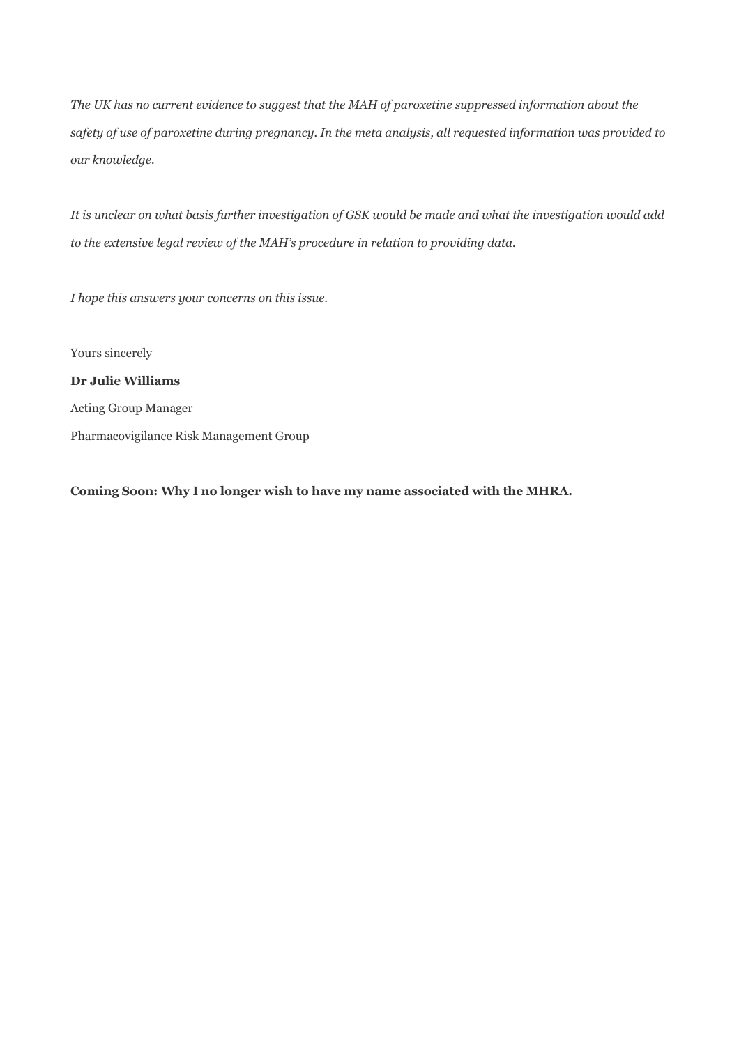*The UK has no current evidence to suggest that the MAH of paroxetine suppressed information about the safety of use of paroxetine during pregnancy. In the meta analysis, all requested information was provided to our knowledge.*

*It is unclear on what basis further investigation of GSK would be made and what the investigation would add to the extensive legal review of the MAH's procedure in relation to providing data.*

*I hope this answers your concerns on this issue.*

Yours sincerely

**Dr Julie Williams**

Acting Group Manager

Pharmacovigilance Risk Management Group

**Coming Soon: Why I no longer wish to have my name associated with the MHRA.**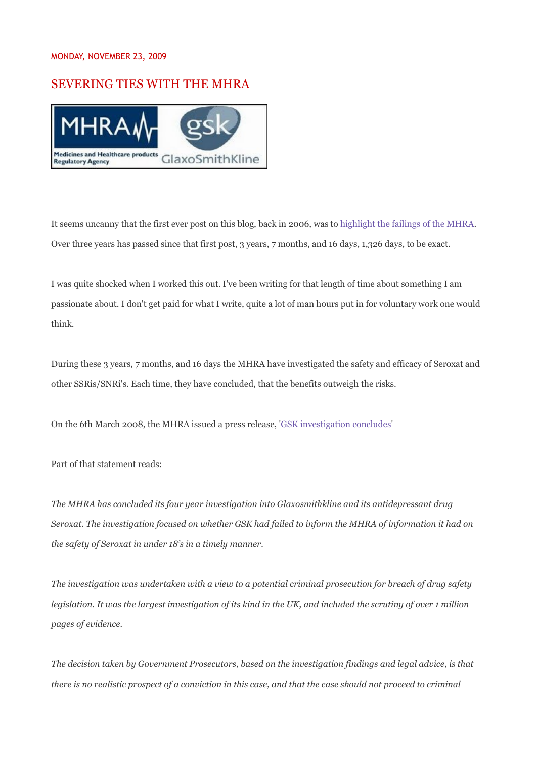MONDAY, NOVEMBER 23, 2009

## SEVERING TIES WITH THE MHRA

It seems uncanny that the first ever post on this blog, back in 2006, was to highlight the failings of the MHRA. Over three years has passed since that first post, 3 years, 7 months, and 16 days, 1,326 days, to be exact.

I was quite shocked when I worked this out. I've been writing for that length of time about something I am passionate about. I don't get paid for what I write, quite a lot of man hours put in for voluntary work one would think.

During these 3 years, 7 months, and 16 days the MHRA have investigated the safety and efficacy of Seroxat and other SSRis/SNRi's. Each time, they have concluded, that the benefits outweigh the risks.

On the 6th March 2008, the MHRA issued a press release, 'GSK investigation concludes'

Part of that statement reads:

*The MHRA has concluded its four year investigation into Glaxosmithkline and its antidepressant drug Seroxat. The investigation focused on whether GSK had failed to inform the MHRA of information it had on the safety of Seroxat in under 18's in a timely manner.*

*The investigation was undertaken with a view to a potential criminal prosecution for breach of drug safety legislation. It was the largest investigation of its kind in the UK, and included the scrutiny of over 1 million pages of evidence.*

*The decision taken by Government Prosecutors, based on the investigation findings and legal advice, is that there is no realistic prospect of a conviction in this case, and that the case should not proceed to criminal*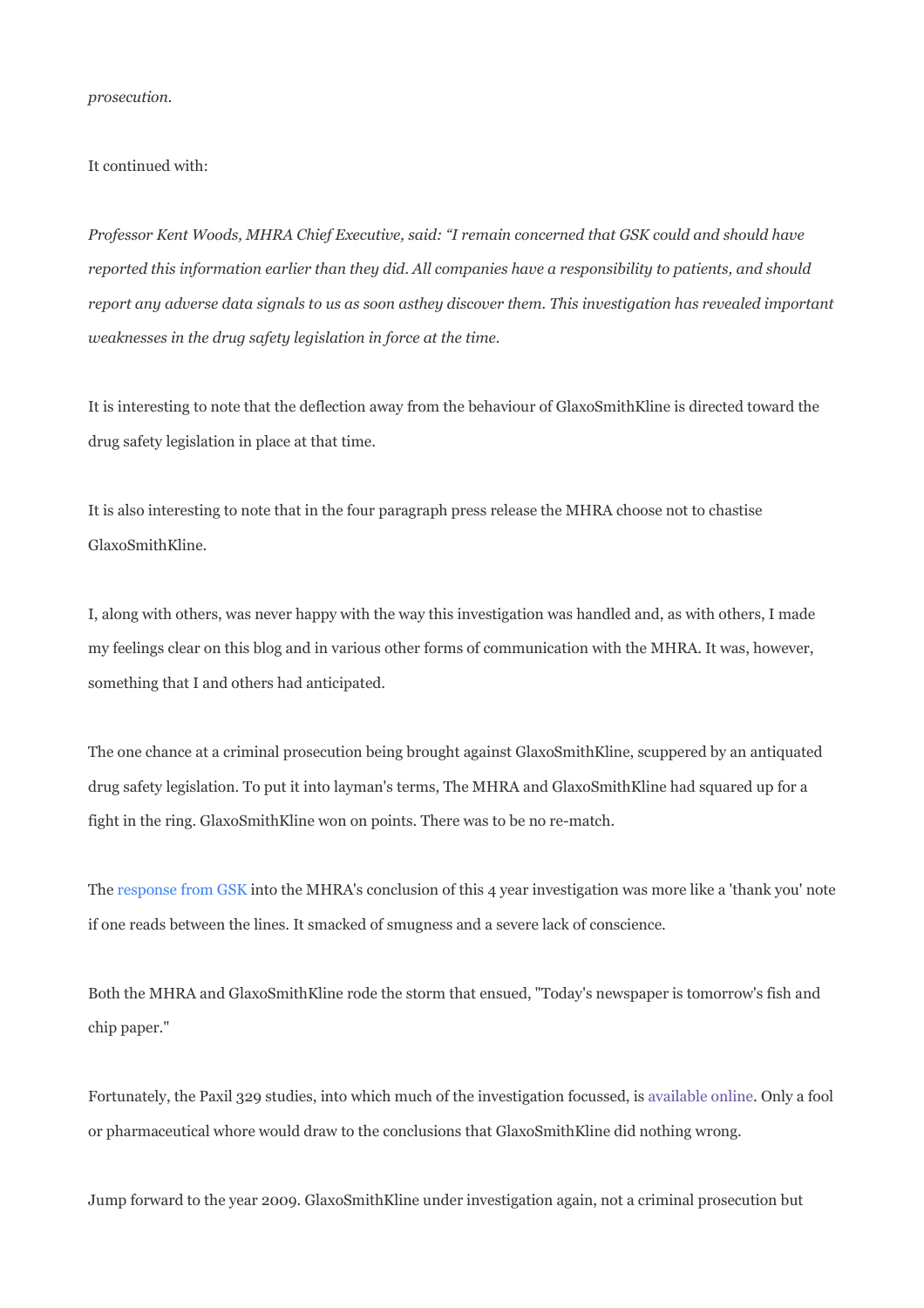*prosecution.*

It continued with:

*Professor Kent Woods, MHRA Chief Executive, said: "I remain concerned that GSK could and should have reported this information earlier than they did. All companies have a responsibility to patients, and should report any adverse data signals to us as soon asthey discover them. This investigation has revealed important weaknesses in the drug safety legislation in force at the time.*

It is interesting to note that the deflection away from the behaviour of GlaxoSmithKline is directed toward the drug safety legislation in place at that time.

It is also interesting to note that in the four paragraph press release the MHRA choose not to chastise GlaxoSmithKline.

I, along with others, was never happy with the way this investigation was handled and, as with others, I made my feelings clear on this blog and in various other forms of communication with the MHRA. It was, however, something that I and others had anticipated.

The one chance at a criminal prosecution being brought against GlaxoSmithKline, scuppered by an antiquated drug safety legislation. To put it into layman's terms, The MHRA and GlaxoSmithKline had squared up for a fight in the ring. GlaxoSmithKline won on points. There was to be no re-match.

The response from GSK into the MHRA's conclusion of this 4 year investigation was more like a 'thank you' note if one reads between the lines. It smacked of smugness and a severe lack of conscience.

Both the MHRA and GlaxoSmithKline rode the storm that ensued, "Today's newspaper is tomorrow's fish and chip paper."

Fortunately, the Paxil 329 studies, into which much of the investigation focussed, is available online. Only a fool or pharmaceutical whore would draw to the conclusions that GlaxoSmithKline did nothing wrong.

Jump forward to the year 2009. GlaxoSmithKline under investigation again, not a criminal prosecution but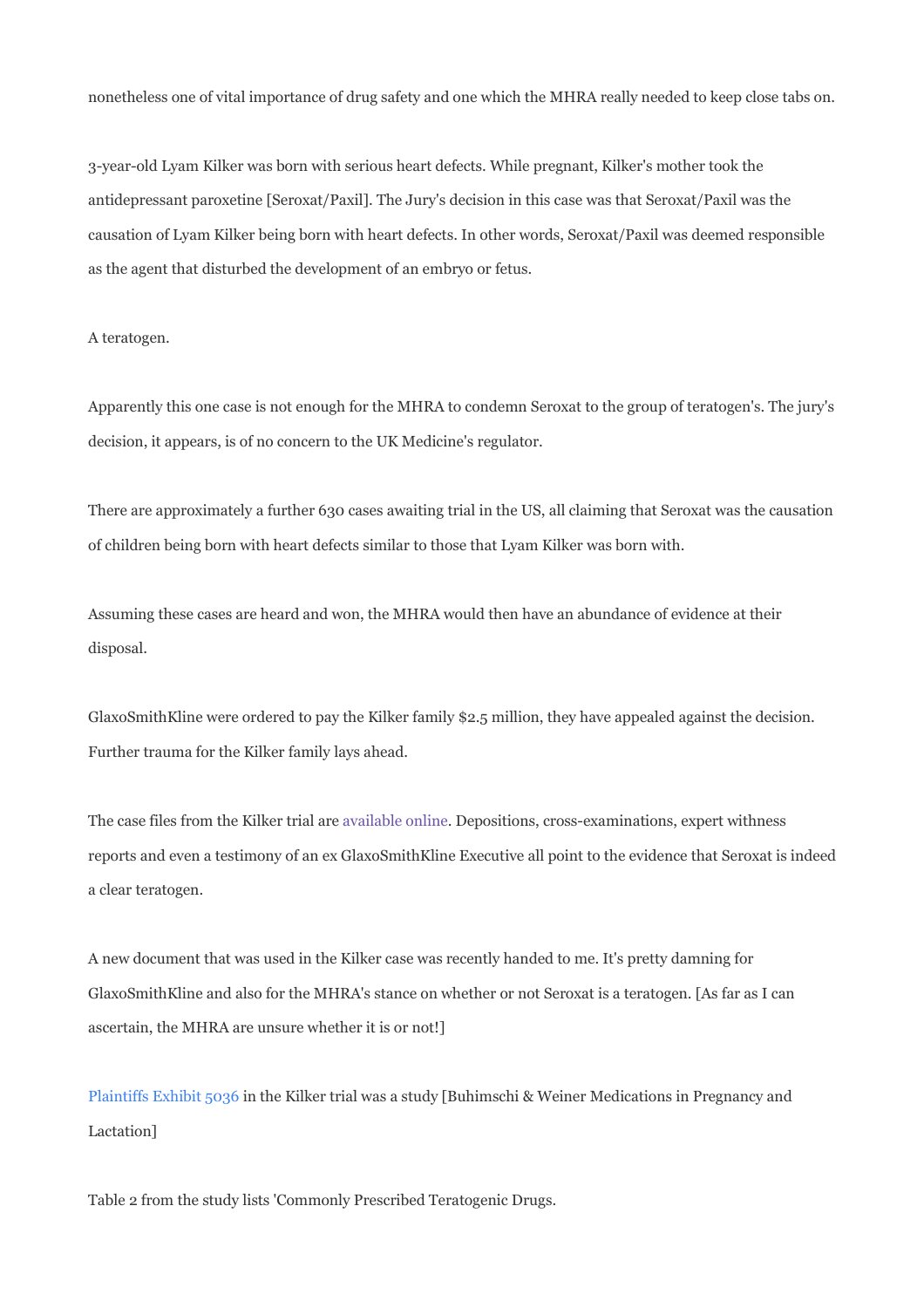nonetheless one of vital importance of drug safety and one which the MHRA really needed to keep close tabs on.

3-year-old Lyam Kilker was born with serious heart defects. While pregnant, Kilker's mother took the antidepressant paroxetine [Seroxat/Paxil]. The Jury's decision in this case was that Seroxat/Paxil was the causation of Lyam Kilker being born with heart defects. In other words, Seroxat/Paxil was deemed responsible as the agent that disturbed the development of an embryo or fetus.

A teratogen.

Apparently this one case is not enough for the MHRA to condemn Seroxat to the group of teratogen's. The jury's decision, it appears, is of no concern to the UK Medicine's regulator.

There are approximately a further 630 cases awaiting trial in the US, all claiming that Seroxat was the causation of children being born with heart defects similar to those that Lyam Kilker was born with.

Assuming these cases are heard and won, the MHRA would then have an abundance of evidence at their disposal.

GlaxoSmithKline were ordered to pay the Kilker family $2.5 million, they have appealed against the decision. Further trauma for the Kilker family lays ahead.

The case files from the Kilker trial are available online. Depositions, cross-examinations, expert withness reports and even a testimony of an ex GlaxoSmithKline Executive all point to the evidence that Seroxat is indeed a clear teratogen.

A new document that was used in the Kilker case was recently handed to me. It's pretty damning for GlaxoSmithKline and also for the MHRA's stance on whether or not Seroxat is a teratogen. [As far as I can ascertain, the MHRA are unsure whether it is or not!]

Plaintiffs Exhibit 5036 in the Kilker trial was a study [Buhimschi & Weiner Medications in Pregnancy and Lactation]

Table 2 from the study lists 'Commonly Prescribed Teratogenic Drugs.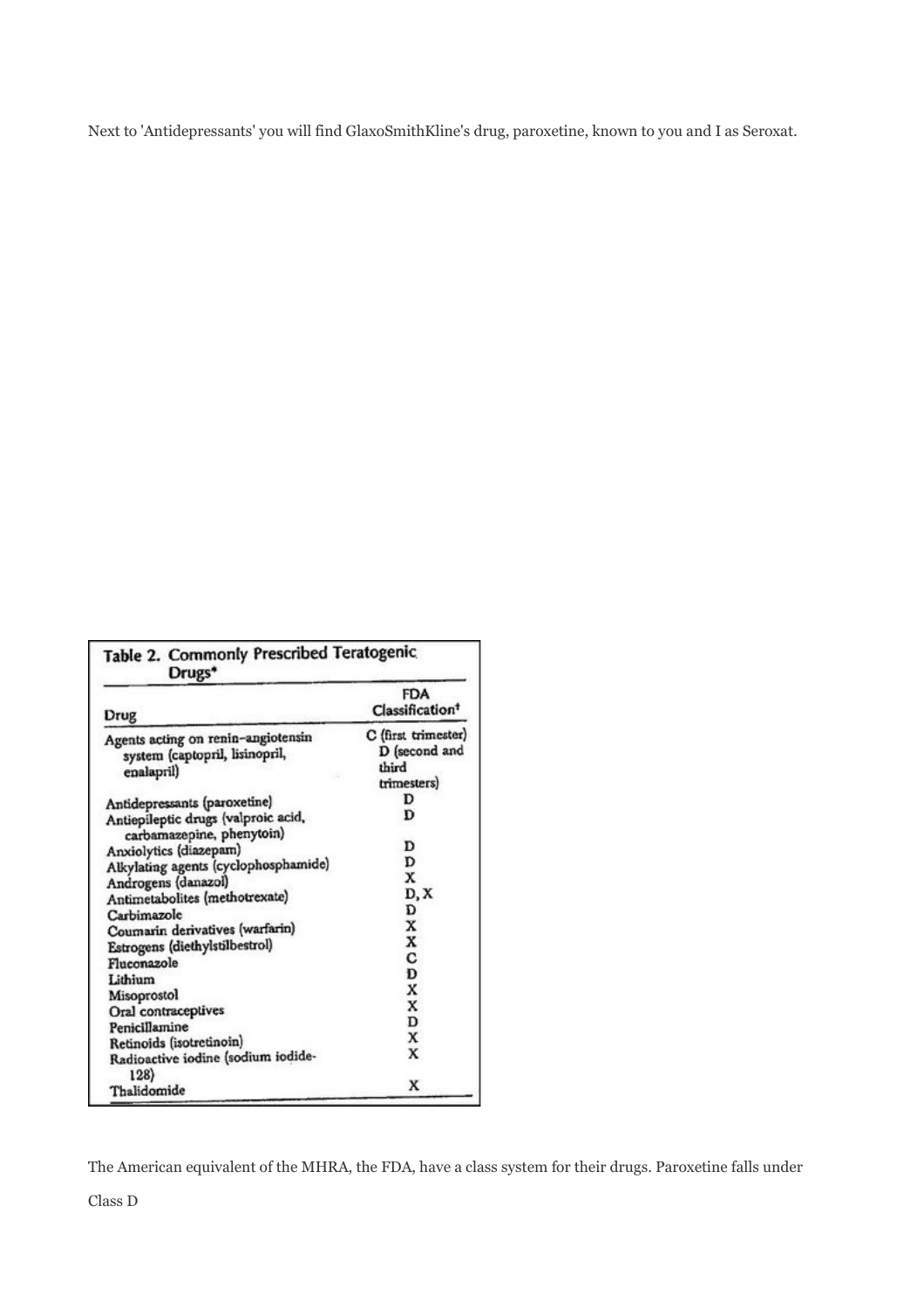Next to 'Antidepressants' you will find GlaxoSmithKline's drug, paroxetine, known to you and I as Seroxat.

**Table 2. Commonly Prescribed Teratogenic Drugs***

| Drug | FDA Classification† |
|---|---|
| Agents acting on renin–angiotensin system (captopril, lisinopril, enalapril) | C (first trimester) D (second and third trimesters) |
| Antidepressants (paroxetine) | D |
| Antiepileptic drugs (valproic acid, carbamazepine, phenytoin) | D |
| Anxiolytics (diazepam) | D |
| Alkylating agents (cyclophosphamide) | D |
| Androgens (danazol) | X |
| Antimetabolites (methotrexate) | D, X |
| Carbimazole | D |
| Coumarin derivatives (warfarin) | X |
| Estrogens (diethylstilbestrol) | X |
| Fluconazole | C |
| Lithium | D |
| Misoprostol | X |
| Oral contraceptives | X |
| Penicillamine | D |
| Retinoids (isotretinoin) | X |
| Radioactive iodine (sodium iodide-128) | X |
| Thalidomide | X |

The American equivalent of the MHRA, the FDA, have a class system for their drugs. Paroxetine falls under

Class D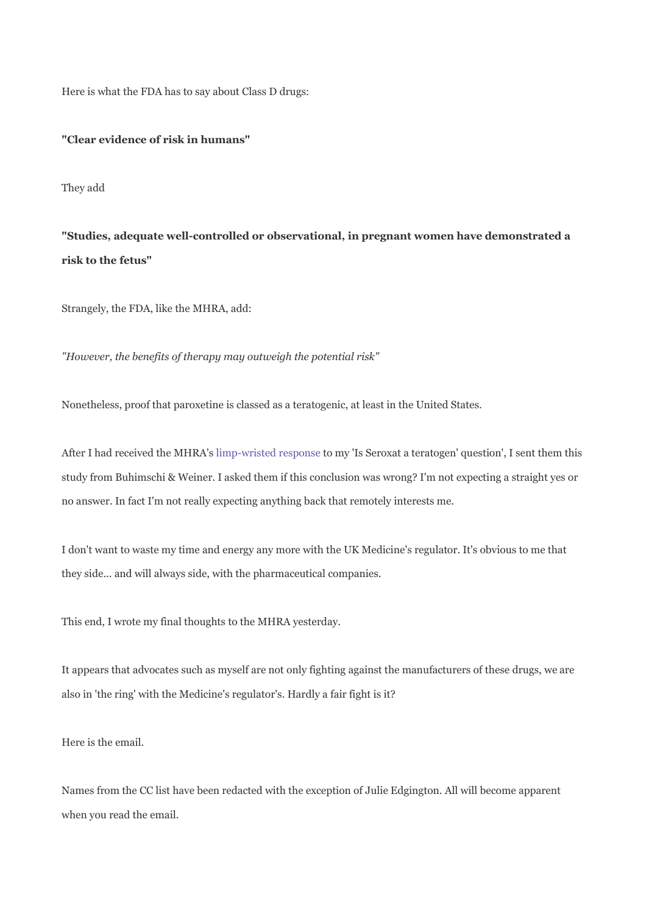Here is what the FDA has to say about Class D drugs:

**"Clear evidence of risk in humans"**

They add

**"Studies, adequate well-controlled or observational, in pregnant women have demonstrated a risk to the fetus"**

Strangely, the FDA, like the MHRA, add:

*"However, the benefits of therapy may outweigh the potential risk"*

Nonetheless, proof that paroxetine is classed as a teratogenic, at least in the United States.

After I had received the MHRA's limp-wristed response to my 'Is Seroxat a teratogen' question', I sent them this study from Buhimschi & Weiner. I asked them if this conclusion was wrong? I'm not expecting a straight yes or no answer. In fact I'm not really expecting anything back that remotely interests me.

I don't want to waste my time and energy any more with the UK Medicine's regulator. It's obvious to me that they side... and will always side, with the pharmaceutical companies.

This end, I wrote my final thoughts to the MHRA yesterday.

It appears that advocates such as myself are not only fighting against the manufacturers of these drugs, we are also in 'the ring' with the Medicine's regulator's. Hardly a fair fight is it?

Here is the email.

Names from the CC list have been redacted with the exception of Julie Edgington. All will become apparent when you read the email.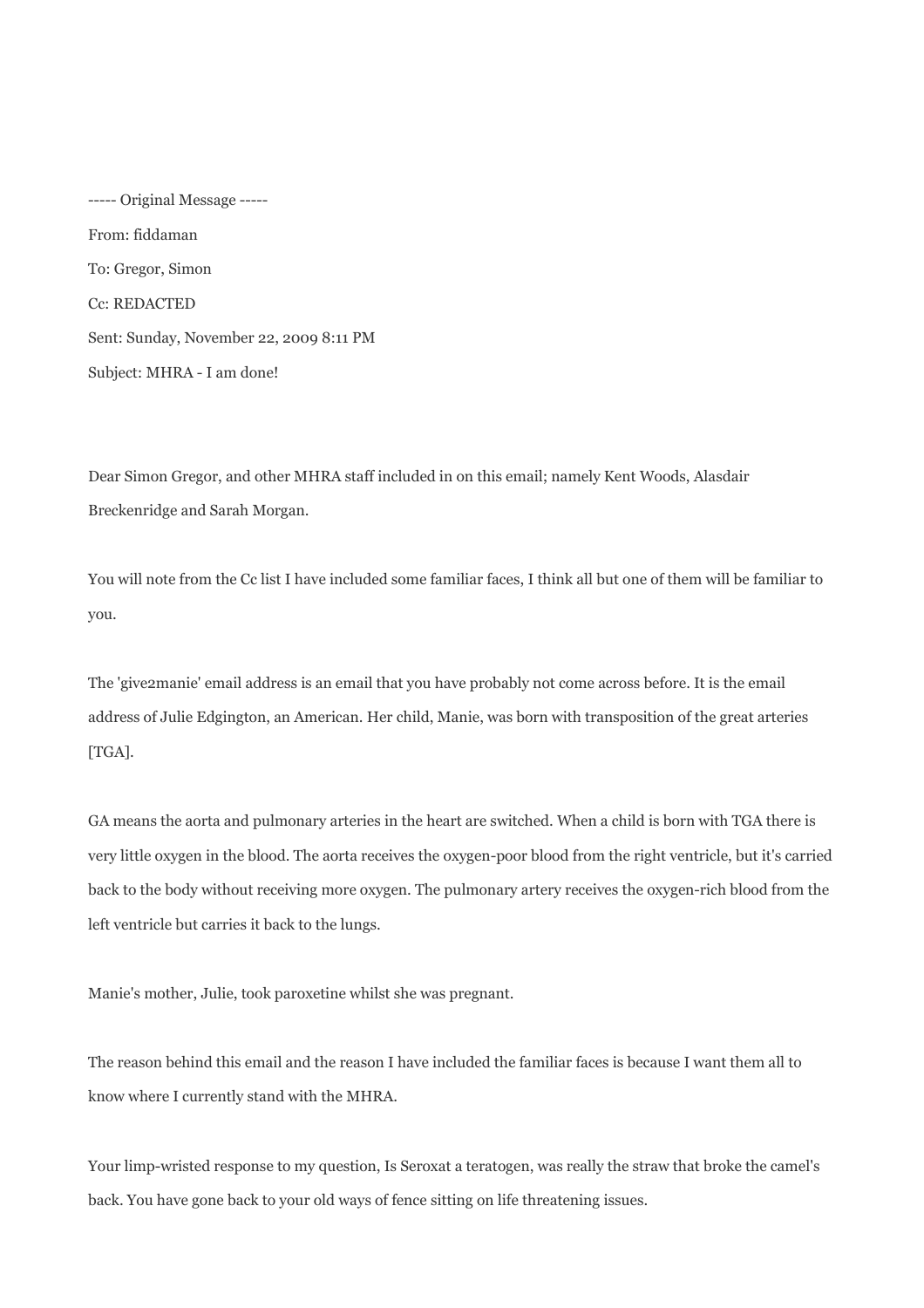----- Original Message -----

From: fiddaman

To: Gregor, Simon

Cc: REDACTED

Sent: Sunday, November 22, 2009 8:11 PM

Subject: MHRA - I am done!

Dear Simon Gregor, and other MHRA staff included in on this email; namely Kent Woods, Alasdair Breckenridge and Sarah Morgan.

You will note from the Cc list I have included some familiar faces, I think all but one of them will be familiar to you.

The 'give2manie' email address is an email that you have probably not come across before. It is the email address of Julie Edgington, an American. Her child, Manie, was born with transposition of the great arteries [TGA].

GA means the aorta and pulmonary arteries in the heart are switched. When a child is born with TGA there is very little oxygen in the blood. The aorta receives the oxygen-poor blood from the right ventricle, but it's carried back to the body without receiving more oxygen. The pulmonary artery receives the oxygen-rich blood from the left ventricle but carries it back to the lungs.

Manie's mother, Julie, took paroxetine whilst she was pregnant.

The reason behind this email and the reason I have included the familiar faces is because I want them all to know where I currently stand with the MHRA.

Your limp-wristed response to my question, Is Seroxat a teratogen, was really the straw that broke the camel's back. You have gone back to your old ways of fence sitting on life threatening issues.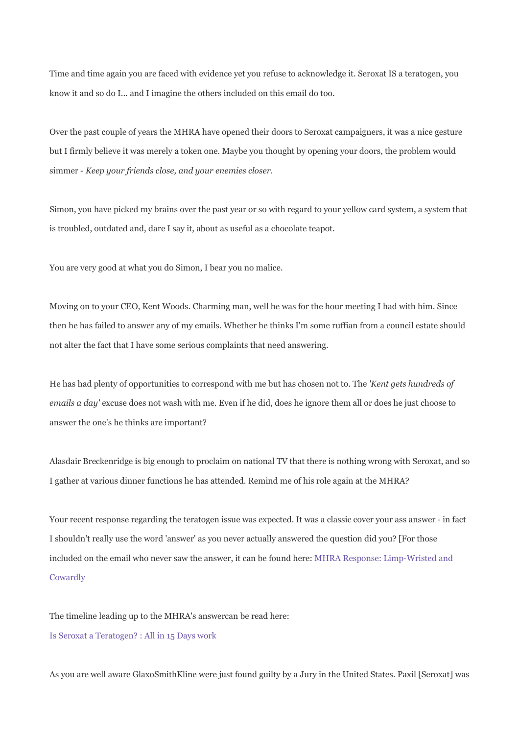Time and time again you are faced with evidence yet you refuse to acknowledge it. Seroxat IS a teratogen, you know it and so do I... and I imagine the others included on this email do too.

Over the past couple of years the MHRA have opened their doors to Seroxat campaigners, it was a nice gesture but I firmly believe it was merely a token one. Maybe you thought by opening your doors, the problem would simmer - *Keep your friends close, and your enemies closer*.

Simon, you have picked my brains over the past year or so with regard to your yellow card system, a system that is troubled, outdated and, dare I say it, about as useful as a chocolate teapot.

You are very good at what you do Simon, I bear you no malice.

Moving on to your CEO, Kent Woods. Charming man, well he was for the hour meeting I had with him. Since then he has failed to answer any of my emails. Whether he thinks I'm some ruffian from a council estate should not alter the fact that I have some serious complaints that need answering.

He has had plenty of opportunities to correspond with me but has chosen not to. The *'Kent gets hundreds of emails a day'* excuse does not wash with me. Even if he did, does he ignore them all or does he just choose to answer the one's he thinks are important?

Alasdair Breckenridge is big enough to proclaim on national TV that there is nothing wrong with Seroxat, and so I gather at various dinner functions he has attended. Remind me of his role again at the MHRA?

Your recent response regarding the teratogen issue was expected. It was a classic cover your ass answer - in fact I shouldn't really use the word 'answer' as you never actually answered the question did you? [For those included on the email who never saw the answer, it can be found here: MHRA Response: Limp-Wristed and Cowardly

The timeline leading up to the MHRA's answercan be read here:

Is Seroxat a Teratogen? : All in 15 Days work

As you are well aware GlaxoSmithKline were just found guilty by a Jury in the United States. Paxil [Seroxat] was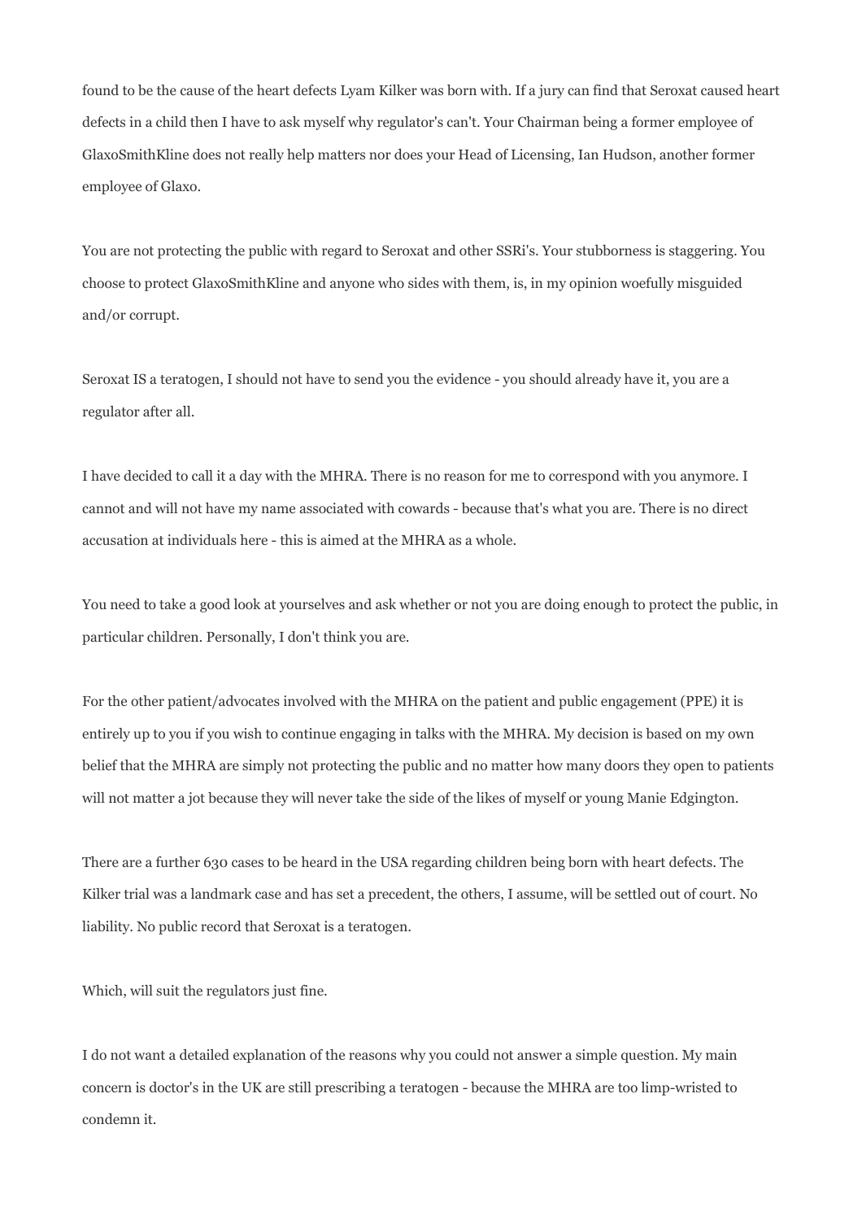found to be the cause of the heart defects Lyam Kilker was born with. If a jury can find that Seroxat caused heart defects in a child then I have to ask myself why regulator's can't. Your Chairman being a former employee of GlaxoSmithKline does not really help matters nor does your Head of Licensing, Ian Hudson, another former employee of Glaxo.

You are not protecting the public with regard to Seroxat and other SSRi's. Your stubborness is staggering. You choose to protect GlaxoSmithKline and anyone who sides with them, is, in my opinion woefully misguided and/or corrupt.

Seroxat IS a teratogen, I should not have to send you the evidence - you should already have it, you are a regulator after all.

I have decided to call it a day with the MHRA. There is no reason for me to correspond with you anymore. I cannot and will not have my name associated with cowards - because that's what you are. There is no direct accusation at individuals here - this is aimed at the MHRA as a whole.

You need to take a good look at yourselves and ask whether or not you are doing enough to protect the public, in particular children. Personally, I don't think you are.

For the other patient/advocates involved with the MHRA on the patient and public engagement (PPE) it is entirely up to you if you wish to continue engaging in talks with the MHRA. My decision is based on my own belief that the MHRA are simply not protecting the public and no matter how many doors they open to patients will not matter a jot because they will never take the side of the likes of myself or young Manie Edgington.

There are a further 630 cases to be heard in the USA regarding children being born with heart defects. The Kilker trial was a landmark case and has set a precedent, the others, I assume, will be settled out of court. No liability. No public record that Seroxat is a teratogen.

Which, will suit the regulators just fine.

I do not want a detailed explanation of the reasons why you could not answer a simple question. My main concern is doctor's in the UK are still prescribing a teratogen - because the MHRA are too limp-wristed to condemn it.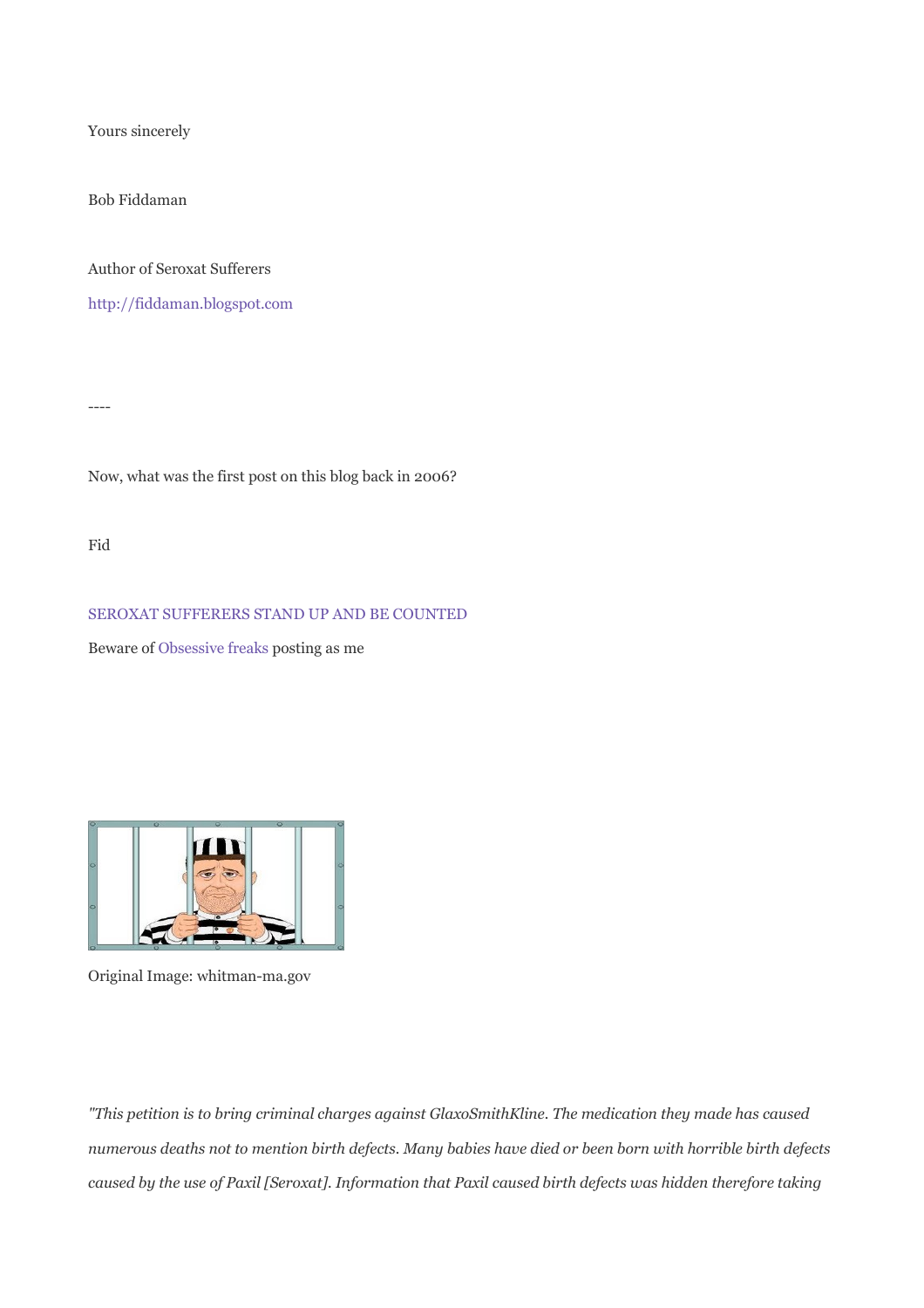Yours sincerely

Bob Fiddaman

Author of Seroxat Sufferers

http://fiddaman.blogspot.com

----

Now, what was the first post on this blog back in 2006?

Fid

SEROXAT SUFFERERS STAND UP AND BE COUNTED

Beware of Obsessive freaks posting as me

Original Image: whitman-ma.gov

*"This petition is to bring criminal charges against GlaxoSmithKline. The medication they made has caused numerous deaths not to mention birth defects. Many babies have died or been born with horrible birth defects caused by the use of Paxil [Seroxat]. Information that Paxil caused birth defects was hidden therefore taking*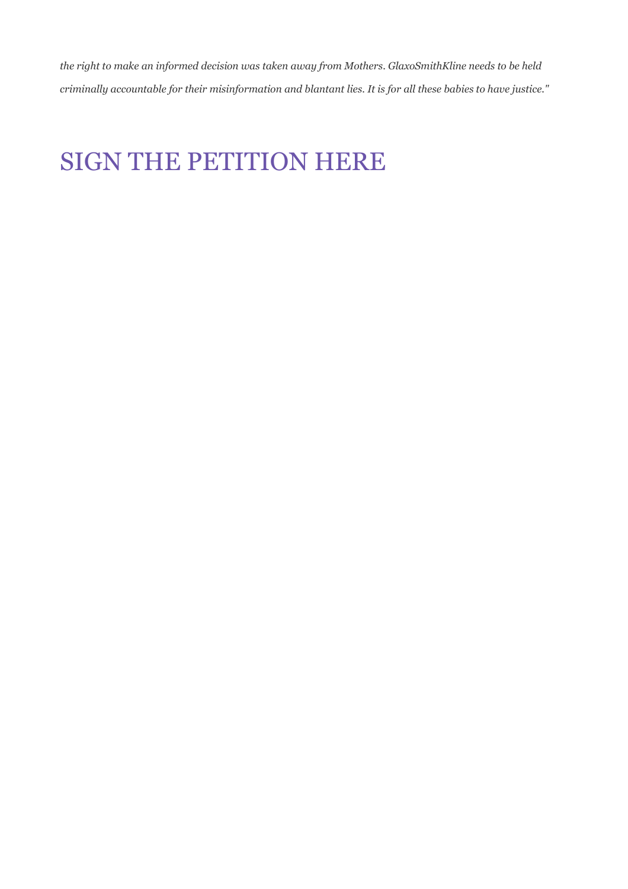*the right to make an informed decision was taken away from Mothers. GlaxoSmithKline needs to be held criminally accountable for their misinformation and blantant lies. It is for all these babies to have justice."*

## SIGN THE PETITION HERE